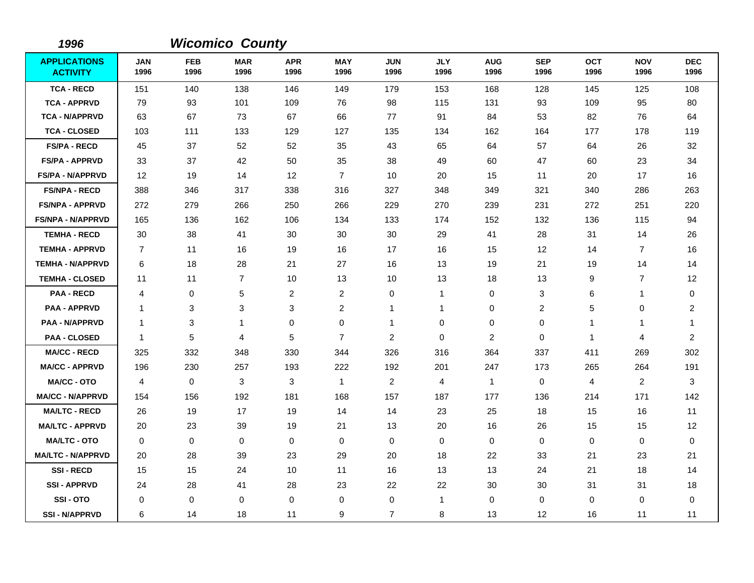**1996** **Wicomico County**

| APPLICATIONS ACTIVITY | JAN 1996 | FEB 1996 | MAR 1996 | APR 1996 | MAY 1996 | JUN 1996 | JLY 1996 | AUG 1996 | SEP 1996 | OCT 1996 | NOV 1996 | DEC 1996 |
|---|---|---|---|---|---|---|---|---|---|---|---|---|
| TCA - RECD | 151 | 140 | 138 | 146 | 149 | 179 | 153 | 168 | 128 | 145 | 125 | 108 |
| TCA - APPRVD | 79 | 93 | 101 | 109 | 76 | 98 | 115 | 131 | 93 | 109 | 95 | 80 |
| TCA - N/APPRVD | 63 | 67 | 73 | 67 | 66 | 77 | 91 | 84 | 53 | 82 | 76 | 64 |
| TCA - CLOSED | 103 | 111 | 133 | 129 | 127 | 135 | 134 | 162 | 164 | 177 | 178 | 119 |
| FS/PA - RECD | 45 | 37 | 52 | 52 | 35 | 43 | 65 | 64 | 57 | 64 | 26 | 32 |
| FS/PA - APPRVD | 33 | 37 | 42 | 50 | 35 | 38 | 49 | 60 | 47 | 60 | 23 | 34 |
| FS/PA - N/APPRVD | 12 | 19 | 14 | 12 | 7 | 10 | 20 | 15 | 11 | 20 | 17 | 16 |
| FS/NPA - RECD | 388 | 346 | 317 | 338 | 316 | 327 | 348 | 349 | 321 | 340 | 286 | 263 |
| FS/NPA - APPRVD | 272 | 279 | 266 | 250 | 266 | 229 | 270 | 239 | 231 | 272 | 251 | 220 |
| FS/NPA - N/APPRVD | 165 | 136 | 162 | 106 | 134 | 133 | 174 | 152 | 132 | 136 | 115 | 94 |
| TEMHA - RECD | 30 | 38 | 41 | 30 | 30 | 30 | 29 | 41 | 28 | 31 | 14 | 26 |
| TEMHA - APPRVD | 7 | 11 | 16 | 19 | 16 | 17 | 16 | 15 | 12 | 14 | 7 | 16 |
| TEMHA - N/APPRVD | 6 | 18 | 28 | 21 | 27 | 16 | 13 | 19 | 21 | 19 | 14 | 14 |
| TEMHA - CLOSED | 11 | 11 | 7 | 10 | 13 | 10 | 13 | 18 | 13 | 9 | 7 | 12 |
| PAA - RECD | 4 | 0 | 5 | 2 | 2 | 0 | 1 | 0 | 3 | 6 | 1 | 0 |
| PAA - APPRVD | 1 | 3 | 3 | 3 | 2 | 1 | 1 | 0 | 2 | 5 | 0 | 2 |
| PAA - N/APPRVD | 1 | 3 | 1 | 0 | 0 | 1 | 0 | 0 | 0 | 1 | 1 | 1 |
| PAA - CLOSED | 1 | 5 | 4 | 5 | 7 | 2 | 0 | 2 | 0 | 1 | 4 | 2 |
| MA/CC - RECD | 325 | 332 | 348 | 330 | 344 | 326 | 316 | 364 | 337 | 411 | 269 | 302 |
| MA/CC - APPRVD | 196 | 230 | 257 | 193 | 222 | 192 | 201 | 247 | 173 | 265 | 264 | 191 |
| MA/CC - OTO | 4 | 0 | 3 | 3 | 1 | 2 | 4 | 1 | 0 | 4 | 2 | 3 |
| MA/CC - N/APPRVD | 154 | 156 | 192 | 181 | 168 | 157 | 187 | 177 | 136 | 214 | 171 | 142 |
| MA/LTC - RECD | 26 | 19 | 17 | 19 | 14 | 14 | 23 | 25 | 18 | 15 | 16 | 11 |
| MA/LTC - APPRVD | 20 | 23 | 39 | 19 | 21 | 13 | 20 | 16 | 26 | 15 | 15 | 12 |
| MA/LTC - OTO | 0 | 0 | 0 | 0 | 0 | 0 | 0 | 0 | 0 | 0 | 0 | 0 |
| MA/LTC - N/APPRVD | 20 | 28 | 39 | 23 | 29 | 20 | 18 | 22 | 33 | 21 | 23 | 21 |
| SSI - RECD | 15 | 15 | 24 | 10 | 11 | 16 | 13 | 13 | 24 | 21 | 18 | 14 |
| SSI - APPRVD | 24 | 28 | 41 | 28 | 23 | 22 | 22 | 30 | 30 | 31 | 31 | 18 |
| SSI - OTO | 0 | 0 | 0 | 0 | 0 | 0 | 1 | 0 | 0 | 0 | 0 | 0 |
| SSI - N/APPRVD | 6 | 14 | 18 | 11 | 9 | 7 | 8 | 13 | 12 | 16 | 11 | 11 |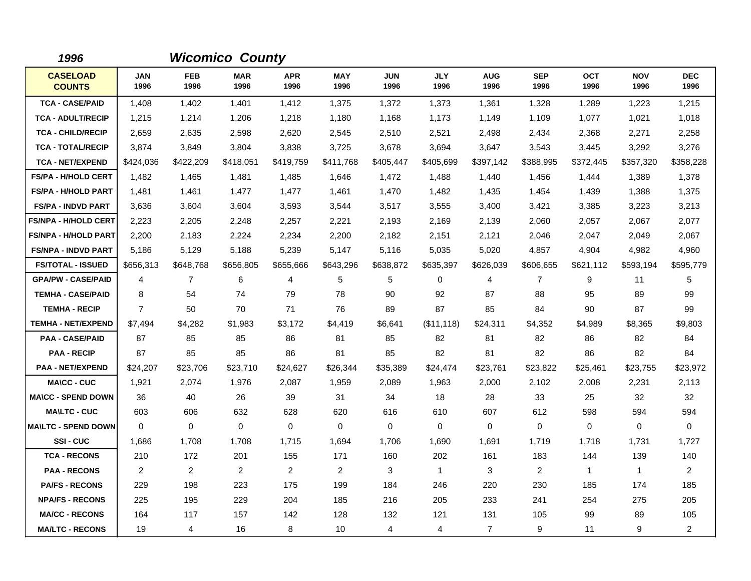*1996* *Wicomico County*

| CASELOAD COUNTS | JAN 1996 | FEB 1996 | MAR 1996 | APR 1996 | MAY 1996 | JUN 1996 | JLY 1996 | AUG 1996 | SEP 1996 | OCT 1996 | NOV 1996 | DEC 1996 |
|---|---|---|---|---|---|---|---|---|---|---|---|---|
| TCA - CASE/PAID | 1,408 | 1,402 | 1,401 | 1,412 | 1,375 | 1,372 | 1,373 | 1,361 | 1,328 | 1,289 | 1,223 | 1,215 |
| TCA - ADULT/RECIP | 1,215 | 1,214 | 1,206 | 1,218 | 1,180 | 1,168 | 1,173 | 1,149 | 1,109 | 1,077 | 1,021 | 1,018 |
| TCA - CHILD/RECIP | 2,659 | 2,635 | 2,598 | 2,620 | 2,545 | 2,510 | 2,521 | 2,498 | 2,434 | 2,368 | 2,271 | 2,258 |
| TCA - TOTAL/RECIP | 3,874 | 3,849 | 3,804 | 3,838 | 3,725 | 3,678 | 3,694 | 3,647 | 3,543 | 3,445 | 3,292 | 3,276 |
| TCA - NET/EXPEND | $424,036 | $422,209 | $418,051 | $419,759 | $411,768 | $405,447 | $405,699 | $397,142 | $388,995 | $372,445 | $357,320 | $358,228 |
| FS/PA - H/HOLD CERT | 1,482 | 1,465 | 1,481 | 1,485 | 1,646 | 1,472 | 1,488 | 1,440 | 1,456 | 1,444 | 1,389 | 1,378 |
| FS/PA - H/HOLD PART | 1,481 | 1,461 | 1,477 | 1,477 | 1,461 | 1,470 | 1,482 | 1,435 | 1,454 | 1,439 | 1,388 | 1,375 |
| FS/PA - INDVD PART | 3,636 | 3,604 | 3,604 | 3,593 | 3,544 | 3,517 | 3,555 | 3,400 | 3,421 | 3,385 | 3,223 | 3,213 |
| FS/NPA - H/HOLD CERT | 2,223 | 2,205 | 2,248 | 2,257 | 2,221 | 2,193 | 2,169 | 2,139 | 2,060 | 2,057 | 2,067 | 2,077 |
| FS/NPA - H/HOLD PART | 2,200 | 2,183 | 2,224 | 2,234 | 2,200 | 2,182 | 2,151 | 2,121 | 2,046 | 2,047 | 2,049 | 2,067 |
| FS/NPA - INDVD PART | 5,186 | 5,129 | 5,188 | 5,239 | 5,147 | 5,116 | 5,035 | 5,020 | 4,857 | 4,904 | 4,982 | 4,960 |
| FS/TOTAL - ISSUED | $656,313 | $648,768 | $656,805 | $655,666 | $643,296 | $638,872 | $635,397 | $626,039 | $606,655 | $621,112 | $593,194 | $595,779 |
| GPA/PW - CASE/PAID | 4 | 7 | 6 | 4 | 5 | 5 | 0 | 4 | 7 | 9 | 11 | 5 |
| TEMHA - CASE/PAID | 8 | 54 | 74 | 79 | 78 | 90 | 92 | 87 | 88 | 95 | 89 | 99 |
| TEMHA - RECIP | 7 | 50 | 70 | 71 | 76 | 89 | 87 | 85 | 84 | 90 | 87 | 99 |
| TEMHA - NET/EXPEND | $7,494 | $4,282 | $1,983 | $3,172 | $4,419 | $6,641 | ($11,118) | $24,311 | $4,352 | $4,989 | $8,365 | $9,803 |
| PAA - CASE/PAID | 87 | 85 | 85 | 86 | 81 | 85 | 82 | 81 | 82 | 86 | 82 | 84 |
| PAA - RECIP | 87 | 85 | 85 | 86 | 81 | 85 | 82 | 81 | 82 | 86 | 82 | 84 |
| PAA - NET/EXPEND | $24,207 | $23,706 | $23,710 | $24,627 | $26,344 | $35,389 | $24,474 | $23,761 | $23,822 | $25,461 | $23,755 | $23,972 |
| MA\CC - CUC | 1,921 | 2,074 | 1,976 | 2,087 | 1,959 | 2,089 | 1,963 | 2,000 | 2,102 | 2,008 | 2,231 | 2,113 |
| MA\CC - SPEND DOWN | 36 | 40 | 26 | 39 | 31 | 34 | 18 | 28 | 33 | 25 | 32 | 32 |
| MA\LTC - CUC | 603 | 606 | 632 | 628 | 620 | 616 | 610 | 607 | 612 | 598 | 594 | 594 |
| MA\LTC - SPEND DOWN | 0 | 0 | 0 | 0 | 0 | 0 | 0 | 0 | 0 | 0 | 0 | 0 |
| SSI - CUC | 1,686 | 1,708 | 1,708 | 1,715 | 1,694 | 1,706 | 1,690 | 1,691 | 1,719 | 1,718 | 1,731 | 1,727 |
| TCA - RECONS | 210 | 172 | 201 | 155 | 171 | 160 | 202 | 161 | 183 | 144 | 139 | 140 |
| PAA - RECONS | 2 | 2 | 2 | 2 | 2 | 3 | 1 | 3 | 2 | 1 | 1 | 2 |
| PA/FS - RECONS | 229 | 198 | 223 | 175 | 199 | 184 | 246 | 220 | 230 | 185 | 174 | 185 |
| NPA/FS - RECONS | 225 | 195 | 229 | 204 | 185 | 216 | 205 | 233 | 241 | 254 | 275 | 205 |
| MA/CC - RECONS | 164 | 117 | 157 | 142 | 128 | 132 | 121 | 131 | 105 | 99 | 89 | 105 |
| MA/LTC - RECONS | 19 | 4 | 16 | 8 | 10 | 4 | 4 | 7 | 9 | 11 | 9 | 2 |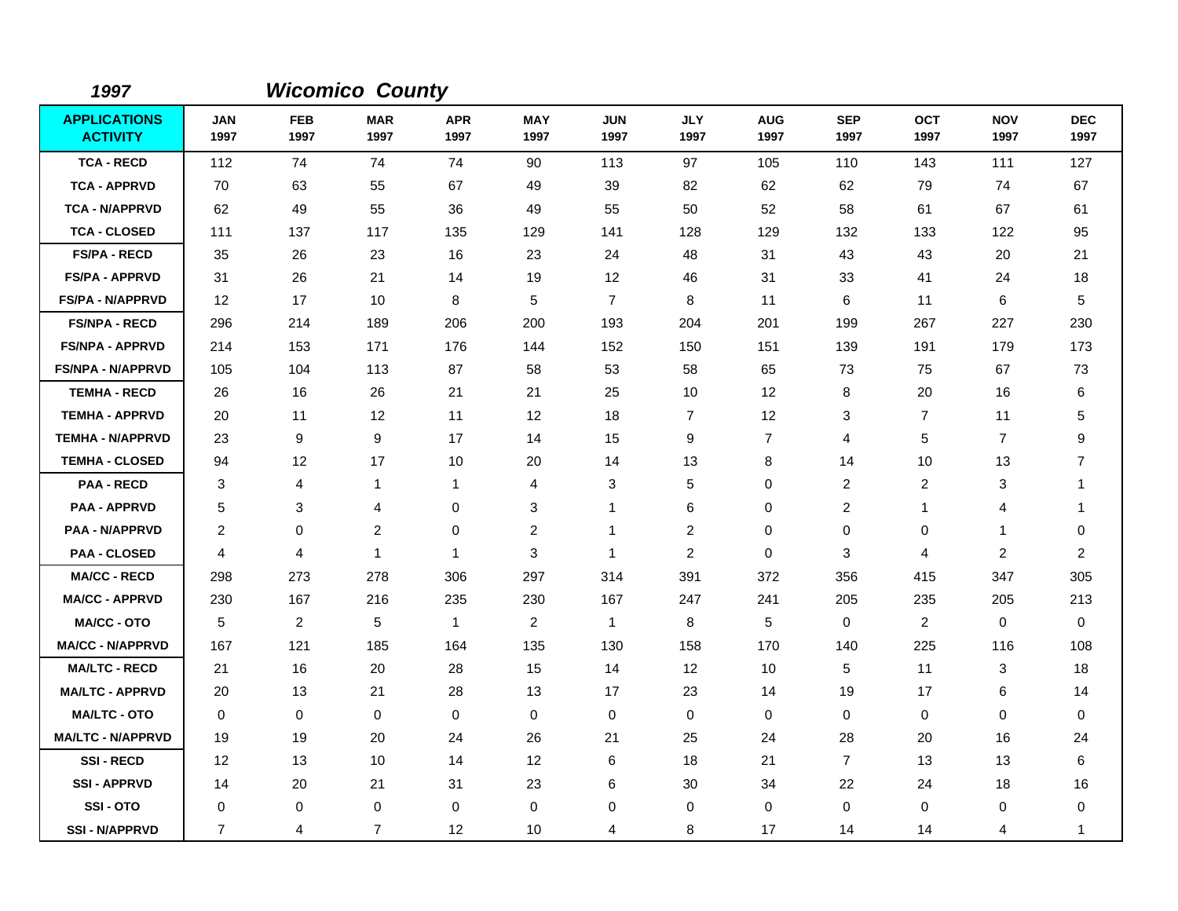## *1997* *Wicomico County*

| APPLICATIONS ACTIVITY | JAN 1997 | FEB 1997 | MAR 1997 | APR 1997 | MAY 1997 | JUN 1997 | JLY 1997 | AUG 1997 | SEP 1997 | OCT 1997 | NOV 1997 | DEC 1997 |
|---|---|---|---|---|---|---|---|---|---|---|---|---|
| TCA - RECD | 112 | 74 | 74 | 74 | 90 | 113 | 97 | 105 | 110 | 143 | 111 | 127 |
| TCA - APPRVD | 70 | 63 | 55 | 67 | 49 | 39 | 82 | 62 | 62 | 79 | 74 | 67 |
| TCA - N/APPRVD | 62 | 49 | 55 | 36 | 49 | 55 | 50 | 52 | 58 | 61 | 67 | 61 |
| TCA - CLOSED | 111 | 137 | 117 | 135 | 129 | 141 | 128 | 129 | 132 | 133 | 122 | 95 |
| FS/PA - RECD | 35 | 26 | 23 | 16 | 23 | 24 | 48 | 31 | 43 | 43 | 20 | 21 |
| FS/PA - APPRVD | 31 | 26 | 21 | 14 | 19 | 12 | 46 | 31 | 33 | 41 | 24 | 18 |
| FS/PA - N/APPRVD | 12 | 17 | 10 | 8 | 5 | 7 | 8 | 11 | 6 | 11 | 6 | 5 |
| FS/NPA - RECD | 296 | 214 | 189 | 206 | 200 | 193 | 204 | 201 | 199 | 267 | 227 | 230 |
| FS/NPA - APPRVD | 214 | 153 | 171 | 176 | 144 | 152 | 150 | 151 | 139 | 191 | 179 | 173 |
| FS/NPA - N/APPRVD | 105 | 104 | 113 | 87 | 58 | 53 | 58 | 65 | 73 | 75 | 67 | 73 |
| TEMHA - RECD | 26 | 16 | 26 | 21 | 21 | 25 | 10 | 12 | 8 | 20 | 16 | 6 |
| TEMHA - APPRVD | 20 | 11 | 12 | 11 | 12 | 18 | 7 | 12 | 3 | 7 | 11 | 5 |
| TEMHA - N/APPRVD | 23 | 9 | 9 | 17 | 14 | 15 | 9 | 7 | 4 | 5 | 7 | 9 |
| TEMHA - CLOSED | 94 | 12 | 17 | 10 | 20 | 14 | 13 | 8 | 14 | 10 | 13 | 7 |
| PAA - RECD | 3 | 4 | 1 | 1 | 4 | 3 | 5 | 0 | 2 | 2 | 3 | 1 |
| PAA - APPRVD | 5 | 3 | 4 | 0 | 3 | 1 | 6 | 0 | 2 | 1 | 4 | 1 |
| PAA - N/APPRVD | 2 | 0 | 2 | 0 | 2 | 1 | 2 | 0 | 0 | 0 | 1 | 0 |
| PAA - CLOSED | 4 | 4 | 1 | 1 | 3 | 1 | 2 | 0 | 3 | 4 | 2 | 2 |
| MA/CC - RECD | 298 | 273 | 278 | 306 | 297 | 314 | 391 | 372 | 356 | 415 | 347 | 305 |
| MA/CC - APPRVD | 230 | 167 | 216 | 235 | 230 | 167 | 247 | 241 | 205 | 235 | 205 | 213 |
| MA/CC - OTO | 5 | 2 | 5 | 1 | 2 | 1 | 8 | 5 | 0 | 2 | 0 | 0 |
| MA/CC - N/APPRVD | 167 | 121 | 185 | 164 | 135 | 130 | 158 | 170 | 140 | 225 | 116 | 108 |
| MA/LTC - RECD | 21 | 16 | 20 | 28 | 15 | 14 | 12 | 10 | 5 | 11 | 3 | 18 |
| MA/LTC - APPRVD | 20 | 13 | 21 | 28 | 13 | 17 | 23 | 14 | 19 | 17 | 6 | 14 |
| MA/LTC - OTO | 0 | 0 | 0 | 0 | 0 | 0 | 0 | 0 | 0 | 0 | 0 | 0 |
| MA/LTC - N/APPRVD | 19 | 19 | 20 | 24 | 26 | 21 | 25 | 24 | 28 | 20 | 16 | 24 |
| SSI - RECD | 12 | 13 | 10 | 14 | 12 | 6 | 18 | 21 | 7 | 13 | 13 | 6 |
| SSI - APPRVD | 14 | 20 | 21 | 31 | 23 | 6 | 30 | 34 | 22 | 24 | 18 | 16 |
| SSI - OTO | 0 | 0 | 0 | 0 | 0 | 0 | 0 | 0 | 0 | 0 | 0 | 0 |
| SSI - N/APPRVD | 7 | 4 | 7 | 12 | 10 | 4 | 8 | 17 | 14 | 14 | 4 | 1 |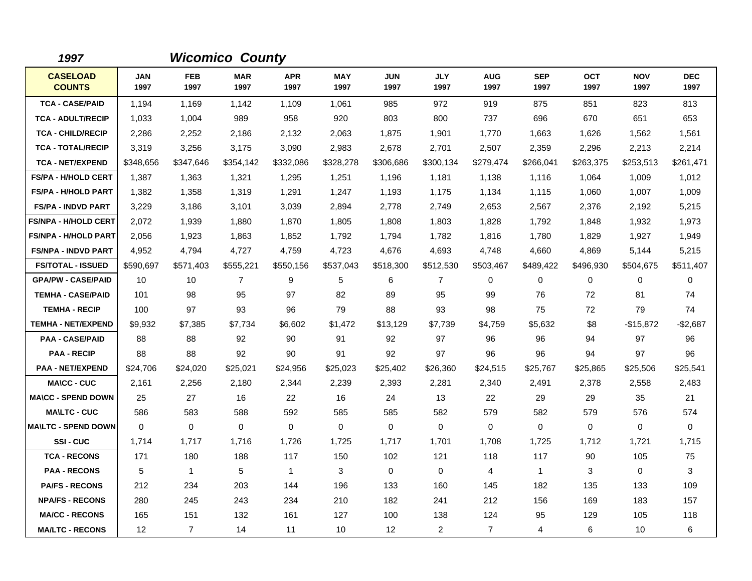## *1997* *Wicomico County*

| CASELOAD COUNTS | JAN 1997 | FEB 1997 | MAR 1997 | APR 1997 | MAY 1997 | JUN 1997 | JLY 1997 | AUG 1997 | SEP 1997 | OCT 1997 | NOV 1997 | DEC 1997 |
|---|---|---|---|---|---|---|---|---|---|---|---|---|
| TCA - CASE/PAID | 1,194 | 1,169 | 1,142 | 1,109 | 1,061 | 985 | 972 | 919 | 875 | 851 | 823 | 813 |
| TCA - ADULT/RECIP | 1,033 | 1,004 | 989 | 958 | 920 | 803 | 800 | 737 | 696 | 670 | 651 | 653 |
| TCA - CHILD/RECIP | 2,286 | 2,252 | 2,186 | 2,132 | 2,063 | 1,875 | 1,901 | 1,770 | 1,663 | 1,626 | 1,562 | 1,561 |
| TCA - TOTAL/RECIP | 3,319 | 3,256 | 3,175 | 3,090 | 2,983 | 2,678 | 2,701 | 2,507 | 2,359 | 2,296 | 2,213 | 2,214 |
| TCA - NET/EXPEND | $348,656 | $347,646 | $354,142 | $332,086 | $328,278 | $306,686 | $300,134 | $279,474 | $266,041 | $263,375 | $253,513 | $261,471 |
| FS/PA - H/HOLD CERT | 1,387 | 1,363 | 1,321 | 1,295 | 1,251 | 1,196 | 1,181 | 1,138 | 1,116 | 1,064 | 1,009 | 1,012 |
| FS/PA - H/HOLD PART | 1,382 | 1,358 | 1,319 | 1,291 | 1,247 | 1,193 | 1,175 | 1,134 | 1,115 | 1,060 | 1,007 | 1,009 |
| FS/PA - INDVD PART | 3,229 | 3,186 | 3,101 | 3,039 | 2,894 | 2,778 | 2,749 | 2,653 | 2,567 | 2,376 | 2,192 | 5,215 |
| FS/NPA - H/HOLD CERT | 2,072 | 1,939 | 1,880 | 1,870 | 1,805 | 1,808 | 1,803 | 1,828 | 1,792 | 1,848 | 1,932 | 1,973 |
| FS/NPA - H/HOLD PART | 2,056 | 1,923 | 1,863 | 1,852 | 1,792 | 1,794 | 1,782 | 1,816 | 1,780 | 1,829 | 1,927 | 1,949 |
| FS/NPA - INDVD PART | 4,952 | 4,794 | 4,727 | 4,759 | 4,723 | 4,676 | 4,693 | 4,748 | 4,660 | 4,869 | 5,144 | 5,215 |
| FS/TOTAL - ISSUED | $590,697 | $571,403 | $555,221 | $550,156 | $537,043 | $518,300 | $512,530 | $503,467 | $489,422 | $496,930 | $504,675 | $511,407 |
| GPA/PW - CASE/PAID | 10 | 10 | 7 | 9 | 5 | 6 | 7 | 0 | 0 | 0 | 0 | 0 |
| TEMHA - CASE/PAID | 101 | 98 | 95 | 97 | 82 | 89 | 95 | 99 | 76 | 72 | 81 | 74 |
| TEMHA - RECIP | 100 | 97 | 93 | 96 | 79 | 88 | 93 | 98 | 75 | 72 | 79 | 74 |
| TEMHA - NET/EXPEND | $9,932 | $7,385 | $7,734 | $6,602 | $1,472 | $13,129 | $7,739 | $4,759 | $5,632 | $8 | -$15,872 | -$2,687 |
| PAA - CASE/PAID | 88 | 88 | 92 | 90 | 91 | 92 | 97 | 96 | 96 | 94 | 97 | 96 |
| PAA - RECIP | 88 | 88 | 92 | 90 | 91 | 92 | 97 | 96 | 96 | 94 | 97 | 96 |
| PAA - NET/EXPEND | $24,706 | $24,020 | $25,021 | $24,956 | $25,023 | $25,402 | $26,360 | $24,515 | $25,767 | $25,865 | $25,506 | $25,541 |
| MA\CC - CUC | 2,161 | 2,256 | 2,180 | 2,344 | 2,239 | 2,393 | 2,281 | 2,340 | 2,491 | 2,378 | 2,558 | 2,483 |
| MA\CC - SPEND DOWN | 25 | 27 | 16 | 22 | 16 | 24 | 13 | 22 | 29 | 29 | 35 | 21 |
| MA\LTC - CUC | 586 | 583 | 588 | 592 | 585 | 585 | 582 | 579 | 582 | 579 | 576 | 574 |
| MA\LTC - SPEND DOWN | 0 | 0 | 0 | 0 | 0 | 0 | 0 | 0 | 0 | 0 | 0 | 0 |
| SSI - CUC | 1,714 | 1,717 | 1,716 | 1,726 | 1,725 | 1,717 | 1,701 | 1,708 | 1,725 | 1,712 | 1,721 | 1,715 |
| TCA - RECONS | 171 | 180 | 188 | 117 | 150 | 102 | 121 | 118 | 117 | 90 | 105 | 75 |
| PAA - RECONS | 5 | 1 | 5 | 1 | 3 | 0 | 0 | 4 | 1 | 3 | 0 | 3 |
| PA/FS - RECONS | 212 | 234 | 203 | 144 | 196 | 133 | 160 | 145 | 182 | 135 | 133 | 109 |
| NPA/FS - RECONS | 280 | 245 | 243 | 234 | 210 | 182 | 241 | 212 | 156 | 169 | 183 | 157 |
| MA/CC - RECONS | 165 | 151 | 132 | 161 | 127 | 100 | 138 | 124 | 95 | 129 | 105 | 118 |
| MA/LTC - RECONS | 12 | 7 | 14 | 11 | 10 | 12 | 2 | 7 | 4 | 6 | 10 | 6 |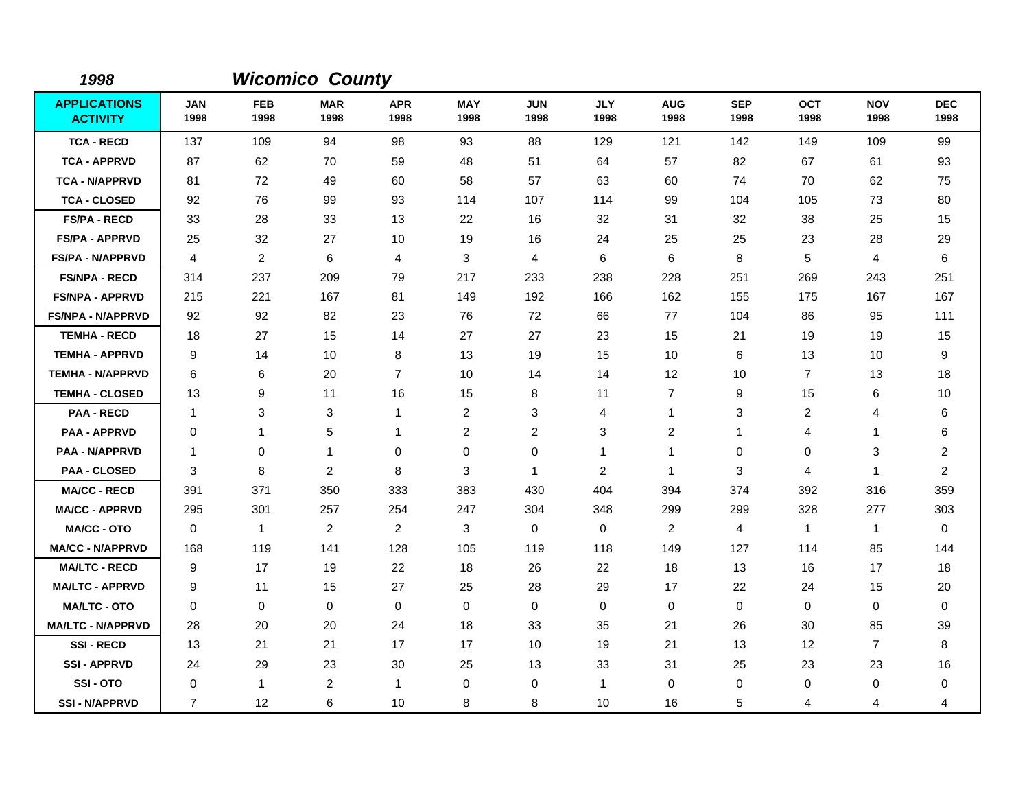## *1998* *Wicomico County*

| APPLICATIONS ACTIVITY | JAN 1998 | FEB 1998 | MAR 1998 | APR 1998 | MAY 1998 | JUN 1998 | JLY 1998 | AUG 1998 | SEP 1998 | OCT 1998 | NOV 1998 | DEC 1998 |
|---|---|---|---|---|---|---|---|---|---|---|---|---|
| TCA - RECD | 137 | 109 | 94 | 98 | 93 | 88 | 129 | 121 | 142 | 149 | 109 | 99 |
| TCA - APPRVD | 87 | 62 | 70 | 59 | 48 | 51 | 64 | 57 | 82 | 67 | 61 | 93 |
| TCA - N/APPRVD | 81 | 72 | 49 | 60 | 58 | 57 | 63 | 60 | 74 | 70 | 62 | 75 |
| TCA - CLOSED | 92 | 76 | 99 | 93 | 114 | 107 | 114 | 99 | 104 | 105 | 73 | 80 |
| FS/PA - RECD | 33 | 28 | 33 | 13 | 22 | 16 | 32 | 31 | 32 | 38 | 25 | 15 |
| FS/PA - APPRVD | 25 | 32 | 27 | 10 | 19 | 16 | 24 | 25 | 25 | 23 | 28 | 29 |
| FS/PA - N/APPRVD | 4 | 2 | 6 | 4 | 3 | 4 | 6 | 6 | 8 | 5 | 4 | 6 |
| FS/NPA - RECD | 314 | 237 | 209 | 79 | 217 | 233 | 238 | 228 | 251 | 269 | 243 | 251 |
| FS/NPA - APPRVD | 215 | 221 | 167 | 81 | 149 | 192 | 166 | 162 | 155 | 175 | 167 | 167 |
| FS/NPA - N/APPRVD | 92 | 92 | 82 | 23 | 76 | 72 | 66 | 77 | 104 | 86 | 95 | 111 |
| TEMHA - RECD | 18 | 27 | 15 | 14 | 27 | 27 | 23 | 15 | 21 | 19 | 19 | 15 |
| TEMHA - APPRVD | 9 | 14 | 10 | 8 | 13 | 19 | 15 | 10 | 6 | 13 | 10 | 9 |
| TEMHA - N/APPRVD | 6 | 6 | 20 | 7 | 10 | 14 | 14 | 12 | 10 | 7 | 13 | 18 |
| TEMHA - CLOSED | 13 | 9 | 11 | 16 | 15 | 8 | 11 | 7 | 9 | 15 | 6 | 10 |
| PAA - RECD | 1 | 3 | 3 | 1 | 2 | 3 | 4 | 1 | 3 | 2 | 4 | 6 |
| PAA - APPRVD | 0 | 1 | 5 | 1 | 2 | 2 | 3 | 2 | 1 | 4 | 1 | 6 |
| PAA - N/APPRVD | 1 | 0 | 1 | 0 | 0 | 0 | 1 | 1 | 0 | 0 | 3 | 2 |
| PAA - CLOSED | 3 | 8 | 2 | 8 | 3 | 1 | 2 | 1 | 3 | 4 | 1 | 2 |
| MA/CC - RECD | 391 | 371 | 350 | 333 | 383 | 430 | 404 | 394 | 374 | 392 | 316 | 359 |
| MA/CC - APPRVD | 295 | 301 | 257 | 254 | 247 | 304 | 348 | 299 | 299 | 328 | 277 | 303 |
| MA/CC - OTO | 0 | 1 | 2 | 2 | 3 | 0 | 0 | 2 | 4 | 1 | 1 | 0 |
| MA/CC - N/APPRVD | 168 | 119 | 141 | 128 | 105 | 119 | 118 | 149 | 127 | 114 | 85 | 144 |
| MA/LTC - RECD | 9 | 17 | 19 | 22 | 18 | 26 | 22 | 18 | 13 | 16 | 17 | 18 |
| MA/LTC - APPRVD | 9 | 11 | 15 | 27 | 25 | 28 | 29 | 17 | 22 | 24 | 15 | 20 |
| MA/LTC - OTO | 0 | 0 | 0 | 0 | 0 | 0 | 0 | 0 | 0 | 0 | 0 | 0 |
| MA/LTC - N/APPRVD | 28 | 20 | 20 | 24 | 18 | 33 | 35 | 21 | 26 | 30 | 85 | 39 |
| SSI - RECD | 13 | 21 | 21 | 17 | 17 | 10 | 19 | 21 | 13 | 12 | 7 | 8 |
| SSI - APPRVD | 24 | 29 | 23 | 30 | 25 | 13 | 33 | 31 | 25 | 23 | 23 | 16 |
| SSI - OTO | 0 | 1 | 2 | 1 | 0 | 0 | 1 | 0 | 0 | 0 | 0 | 0 |
| SSI - N/APPRVD | 7 | 12 | 6 | 10 | 8 | 8 | 10 | 16 | 5 | 4 | 4 | 4 |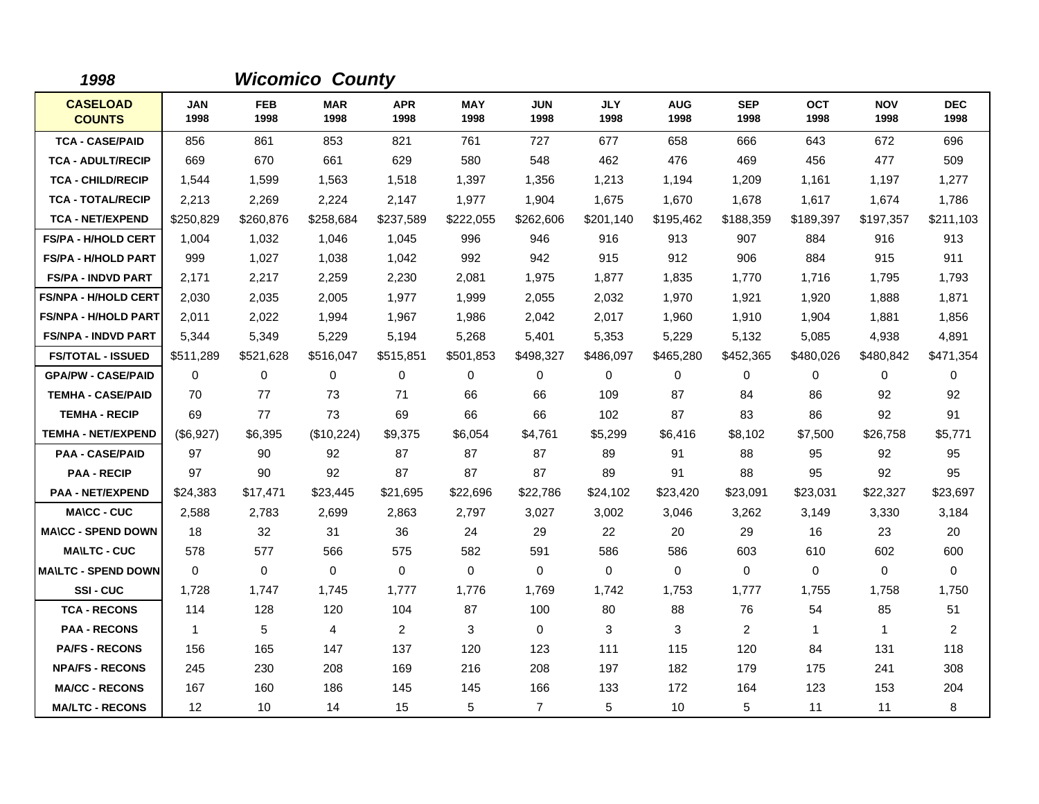*1998* *Wicomico County*

| CASELOAD COUNTS | JAN 1998 | FEB 1998 | MAR 1998 | APR 1998 | MAY 1998 | JUN 1998 | JLY 1998 | AUG 1998 | SEP 1998 | OCT 1998 | NOV 1998 | DEC 1998 |
|---|---|---|---|---|---|---|---|---|---|---|---|---|
| TCA - CASE/PAID | 856 | 861 | 853 | 821 | 761 | 727 | 677 | 658 | 666 | 643 | 672 | 696 |
| TCA - ADULT/RECIP | 669 | 670 | 661 | 629 | 580 | 548 | 462 | 476 | 469 | 456 | 477 | 509 |
| TCA - CHILD/RECIP | 1,544 | 1,599 | 1,563 | 1,518 | 1,397 | 1,356 | 1,213 | 1,194 | 1,209 | 1,161 | 1,197 | 1,277 |
| TCA - TOTAL/RECIP | 2,213 | 2,269 | 2,224 | 2,147 | 1,977 | 1,904 | 1,675 | 1,670 | 1,678 | 1,617 | 1,674 | 1,786 |
| TCA - NET/EXPEND | $250,829 | $260,876 | $258,684 | $237,589 | $222,055 | $262,606 | $201,140 | $195,462 | $188,359 | $189,397 | $197,357 | $211,103 |
| FS/PA - H/HOLD CERT | 1,004 | 1,032 | 1,046 | 1,045 | 996 | 946 | 916 | 913 | 907 | 884 | 916 | 913 |
| FS/PA - H/HOLD PART | 999 | 1,027 | 1,038 | 1,042 | 992 | 942 | 915 | 912 | 906 | 884 | 915 | 911 |
| FS/PA - INDVD PART | 2,171 | 2,217 | 2,259 | 2,230 | 2,081 | 1,975 | 1,877 | 1,835 | 1,770 | 1,716 | 1,795 | 1,793 |
| FS/NPA - H/HOLD CERT | 2,030 | 2,035 | 2,005 | 1,977 | 1,999 | 2,055 | 2,032 | 1,970 | 1,921 | 1,920 | 1,888 | 1,871 |
| FS/NPA - H/HOLD PART | 2,011 | 2,022 | 1,994 | 1,967 | 1,986 | 2,042 | 2,017 | 1,960 | 1,910 | 1,904 | 1,881 | 1,856 |
| FS/NPA - INDVD PART | 5,344 | 5,349 | 5,229 | 5,194 | 5,268 | 5,401 | 5,353 | 5,229 | 5,132 | 5,085 | 4,938 | 4,891 |
| FS/TOTAL - ISSUED | $511,289 | $521,628 | $516,047 | $515,851 | $501,853 | $498,327 | $486,097 | $465,280 | $452,365 | $480,026 | $480,842 | $471,354 |
| GPA/PW - CASE/PAID | 0 | 0 | 0 | 0 | 0 | 0 | 0 | 0 | 0 | 0 | 0 | 0 |
| TEMHA - CASE/PAID | 70 | 77 | 73 | 71 | 66 | 66 | 109 | 87 | 84 | 86 | 92 | 92 |
| TEMHA - RECIP | 69 | 77 | 73 | 69 | 66 | 66 | 102 | 87 | 83 | 86 | 92 | 91 |
| TEMHA - NET/EXPEND | ($6,927) | $6,395 | ($10,224) | $9,375 | $6,054 | $4,761 | $5,299 | $6,416 | $8,102 | $7,500 | $26,758 | $5,771 |
| PAA - CASE/PAID | 97 | 90 | 92 | 87 | 87 | 87 | 89 | 91 | 88 | 95 | 92 | 95 |
| PAA - RECIP | 97 | 90 | 92 | 87 | 87 | 87 | 89 | 91 | 88 | 95 | 92 | 95 |
| PAA - NET/EXPEND | $24,383 | $17,471 | $23,445 | $21,695 | $22,696 | $22,786 | $24,102 | $23,420 | $23,091 | $23,031 | $22,327 | $23,697 |
| MA\CC - CUC | 2,588 | 2,783 | 2,699 | 2,863 | 2,797 | 3,027 | 3,002 | 3,046 | 3,262 | 3,149 | 3,330 | 3,184 |
| MA\CC - SPEND DOWN | 18 | 32 | 31 | 36 | 24 | 29 | 22 | 20 | 29 | 16 | 23 | 20 |
| MA\LTC - CUC | 578 | 577 | 566 | 575 | 582 | 591 | 586 | 586 | 603 | 610 | 602 | 600 |
| MA\LTC - SPEND DOWN | 0 | 0 | 0 | 0 | 0 | 0 | 0 | 0 | 0 | 0 | 0 | 0 |
| SSI - CUC | 1,728 | 1,747 | 1,745 | 1,777 | 1,776 | 1,769 | 1,742 | 1,753 | 1,777 | 1,755 | 1,758 | 1,750 |
| TCA - RECONS | 114 | 128 | 120 | 104 | 87 | 100 | 80 | 88 | 76 | 54 | 85 | 51 |
| PAA - RECONS | 1 | 5 | 4 | 2 | 3 | 0 | 3 | 3 | 2 | 1 | 1 | 2 |
| PA/FS - RECONS | 156 | 165 | 147 | 137 | 120 | 123 | 111 | 115 | 120 | 84 | 131 | 118 |
| NPA/FS - RECONS | 245 | 230 | 208 | 169 | 216 | 208 | 197 | 182 | 179 | 175 | 241 | 308 |
| MA/CC - RECONS | 167 | 160 | 186 | 145 | 145 | 166 | 133 | 172 | 164 | 123 | 153 | 204 |
| MA/LTC - RECONS | 12 | 10 | 14 | 15 | 5 | 7 | 5 | 10 | 5 | 11 | 11 | 8 |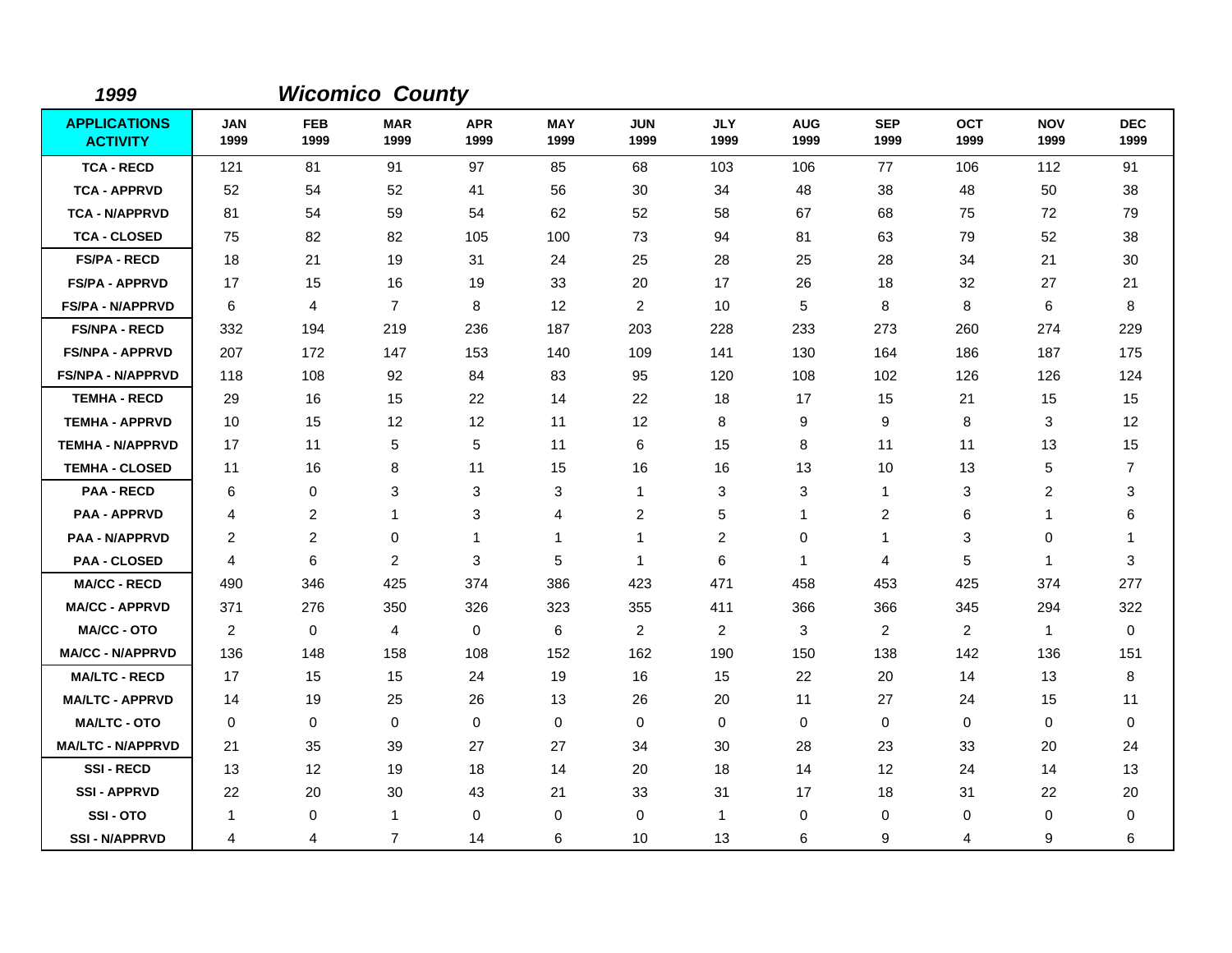## *1999* *Wicomico County*

| APPLICATIONS ACTIVITY | JAN 1999 | FEB 1999 | MAR 1999 | APR 1999 | MAY 1999 | JUN 1999 | JLY 1999 | AUG 1999 | SEP 1999 | OCT 1999 | NOV 1999 | DEC 1999 |
|---|---|---|---|---|---|---|---|---|---|---|---|---|
| TCA - RECD | 121 | 81 | 91 | 97 | 85 | 68 | 103 | 106 | 77 | 106 | 112 | 91 |
| TCA - APPRVD | 52 | 54 | 52 | 41 | 56 | 30 | 34 | 48 | 38 | 48 | 50 | 38 |
| TCA - N/APPRVD | 81 | 54 | 59 | 54 | 62 | 52 | 58 | 67 | 68 | 75 | 72 | 79 |
| TCA - CLOSED | 75 | 82 | 82 | 105 | 100 | 73 | 94 | 81 | 63 | 79 | 52 | 38 |
| FS/PA - RECD | 18 | 21 | 19 | 31 | 24 | 25 | 28 | 25 | 28 | 34 | 21 | 30 |
| FS/PA - APPRVD | 17 | 15 | 16 | 19 | 33 | 20 | 17 | 26 | 18 | 32 | 27 | 21 |
| FS/PA - N/APPRVD | 6 | 4 | 7 | 8 | 12 | 2 | 10 | 5 | 8 | 8 | 6 | 8 |
| FS/NPA - RECD | 332 | 194 | 219 | 236 | 187 | 203 | 228 | 233 | 273 | 260 | 274 | 229 |
| FS/NPA - APPRVD | 207 | 172 | 147 | 153 | 140 | 109 | 141 | 130 | 164 | 186 | 187 | 175 |
| FS/NPA - N/APPRVD | 118 | 108 | 92 | 84 | 83 | 95 | 120 | 108 | 102 | 126 | 126 | 124 |
| TEMHA - RECD | 29 | 16 | 15 | 22 | 14 | 22 | 18 | 17 | 15 | 21 | 15 | 15 |
| TEMHA - APPRVD | 10 | 15 | 12 | 12 | 11 | 12 | 8 | 9 | 9 | 8 | 3 | 12 |
| TEMHA - N/APPRVD | 17 | 11 | 5 | 5 | 11 | 6 | 15 | 8 | 11 | 11 | 13 | 15 |
| TEMHA - CLOSED | 11 | 16 | 8 | 11 | 15 | 16 | 16 | 13 | 10 | 13 | 5 | 7 |
| PAA - RECD | 6 | 0 | 3 | 3 | 3 | 1 | 3 | 3 | 1 | 3 | 2 | 3 |
| PAA - APPRVD | 4 | 2 | 1 | 3 | 4 | 2 | 5 | 1 | 2 | 6 | 1 | 6 |
| PAA - N/APPRVD | 2 | 2 | 0 | 1 | 1 | 1 | 2 | 0 | 1 | 3 | 0 | 1 |
| PAA - CLOSED | 4 | 6 | 2 | 3 | 5 | 1 | 6 | 1 | 4 | 5 | 1 | 3 |
| MA/CC - RECD | 490 | 346 | 425 | 374 | 386 | 423 | 471 | 458 | 453 | 425 | 374 | 277 |
| MA/CC - APPRVD | 371 | 276 | 350 | 326 | 323 | 355 | 411 | 366 | 366 | 345 | 294 | 322 |
| MA/CC - OTO | 2 | 0 | 4 | 0 | 6 | 2 | 2 | 3 | 2 | 2 | 1 | 0 |
| MA/CC - N/APPRVD | 136 | 148 | 158 | 108 | 152 | 162 | 190 | 150 | 138 | 142 | 136 | 151 |
| MA/LTC - RECD | 17 | 15 | 15 | 24 | 19 | 16 | 15 | 22 | 20 | 14 | 13 | 8 |
| MA/LTC - APPRVD | 14 | 19 | 25 | 26 | 13 | 26 | 20 | 11 | 27 | 24 | 15 | 11 |
| MA/LTC - OTO | 0 | 0 | 0 | 0 | 0 | 0 | 0 | 0 | 0 | 0 | 0 | 0 |
| MA/LTC - N/APPRVD | 21 | 35 | 39 | 27 | 27 | 34 | 30 | 28 | 23 | 33 | 20 | 24 |
| SSI - RECD | 13 | 12 | 19 | 18 | 14 | 20 | 18 | 14 | 12 | 24 | 14 | 13 |
| SSI - APPRVD | 22 | 20 | 30 | 43 | 21 | 33 | 31 | 17 | 18 | 31 | 22 | 20 |
| SSI - OTO | 1 | 0 | 1 | 0 | 0 | 0 | 1 | 0 | 0 | 0 | 0 | 0 |
| SSI - N/APPRVD | 4 | 4 | 7 | 14 | 6 | 10 | 13 | 6 | 9 | 4 | 9 | 6 |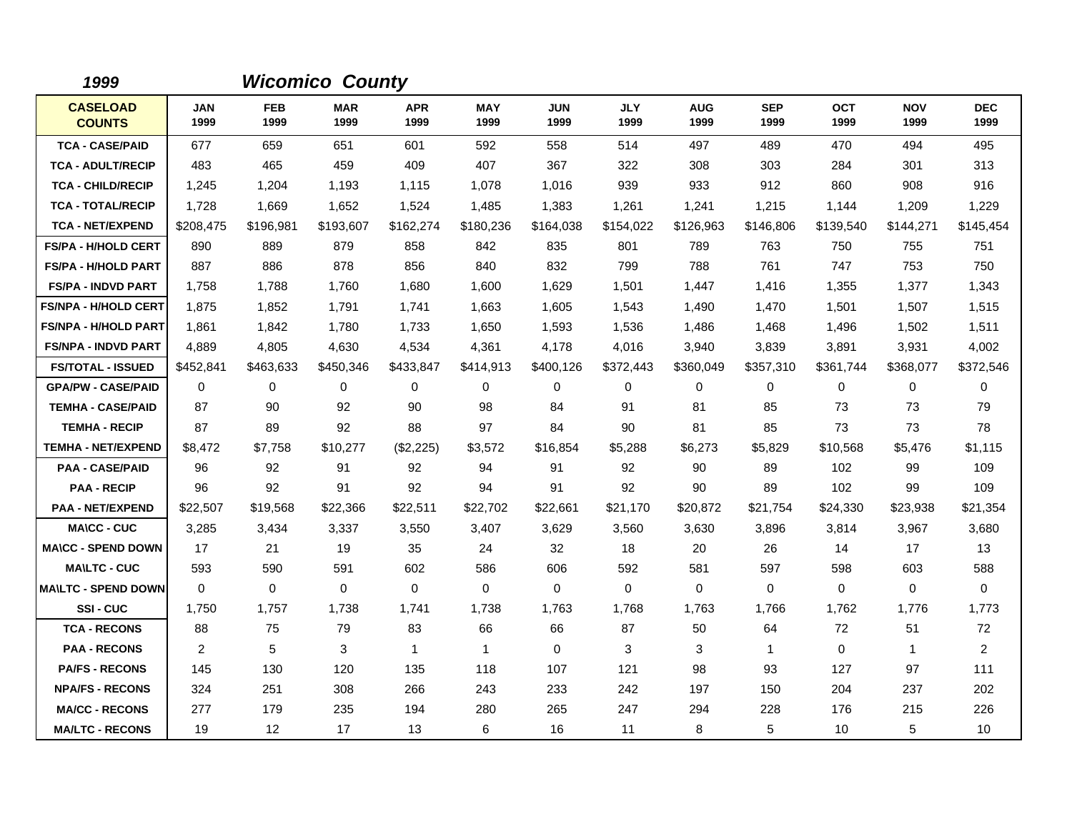*1999* ***Wicomico County***

| CASELOAD COUNTS | JAN 1999 | FEB 1999 | MAR 1999 | APR 1999 | MAY 1999 | JUN 1999 | JLY 1999 | AUG 1999 | SEP 1999 | OCT 1999 | NOV 1999 | DEC 1999 |
|---|---|---|---|---|---|---|---|---|---|---|---|---|
| TCA - CASE/PAID | 677 | 659 | 651 | 601 | 592 | 558 | 514 | 497 | 489 | 470 | 494 | 495 |
| TCA - ADULT/RECIP | 483 | 465 | 459 | 409 | 407 | 367 | 322 | 308 | 303 | 284 | 301 | 313 |
| TCA - CHILD/RECIP | 1,245 | 1,204 | 1,193 | 1,115 | 1,078 | 1,016 | 939 | 933 | 912 | 860 | 908 | 916 |
| TCA - TOTAL/RECIP | 1,728 | 1,669 | 1,652 | 1,524 | 1,485 | 1,383 | 1,261 | 1,241 | 1,215 | 1,144 | 1,209 | 1,229 |
| TCA - NET/EXPEND | $208,475 | $196,981 | $193,607 | $162,274 | $180,236 | $164,038 | $154,022 | $126,963 | $146,806 | $139,540 | $144,271 | $145,454 |
| FS/PA - H/HOLD CERT | 890 | 889 | 879 | 858 | 842 | 835 | 801 | 789 | 763 | 750 | 755 | 751 |
| FS/PA - H/HOLD PART | 887 | 886 | 878 | 856 | 840 | 832 | 799 | 788 | 761 | 747 | 753 | 750 |
| FS/PA - INDVD PART | 1,758 | 1,788 | 1,760 | 1,680 | 1,600 | 1,629 | 1,501 | 1,447 | 1,416 | 1,355 | 1,377 | 1,343 |
| FS/NPA - H/HOLD CERT | 1,875 | 1,852 | 1,791 | 1,741 | 1,663 | 1,605 | 1,543 | 1,490 | 1,470 | 1,501 | 1,507 | 1,515 |
| FS/NPA - H/HOLD PART | 1,861 | 1,842 | 1,780 | 1,733 | 1,650 | 1,593 | 1,536 | 1,486 | 1,468 | 1,496 | 1,502 | 1,511 |
| FS/NPA - INDVD PART | 4,889 | 4,805 | 4,630 | 4,534 | 4,361 | 4,178 | 4,016 | 3,940 | 3,839 | 3,891 | 3,931 | 4,002 |
| FS/TOTAL - ISSUED | $452,841 | $463,633 | $450,346 | $433,847 | $414,913 | $400,126 | $372,443 | $360,049 | $357,310 | $361,744 | $368,077 | $372,546 |
| GPA/PW - CASE/PAID | 0 | 0 | 0 | 0 | 0 | 0 | 0 | 0 | 0 | 0 | 0 | 0 |
| TEMHA - CASE/PAID | 87 | 90 | 92 | 90 | 98 | 84 | 91 | 81 | 85 | 73 | 73 | 79 |
| TEMHA - RECIP | 87 | 89 | 92 | 88 | 97 | 84 | 90 | 81 | 85 | 73 | 73 | 78 |
| TEMHA - NET/EXPEND | $8,472 | $7,758 | $10,277 | ($2,225) | $3,572 | $16,854 | $5,288 | $6,273 | $5,829 | $10,568 | $5,476 | $1,115 |
| PAA - CASE/PAID | 96 | 92 | 91 | 92 | 94 | 91 | 92 | 90 | 89 | 102 | 99 | 109 |
| PAA - RECIP | 96 | 92 | 91 | 92 | 94 | 91 | 92 | 90 | 89 | 102 | 99 | 109 |
| PAA - NET/EXPEND | $22,507 | $19,568 | $22,366 | $22,511 | $22,702 | $22,661 | $21,170 | $20,872 | $21,754 | $24,330 | $23,938 | $21,354 |
| MA\CC - CUC | 3,285 | 3,434 | 3,337 | 3,550 | 3,407 | 3,629 | 3,560 | 3,630 | 3,896 | 3,814 | 3,967 | 3,680 |
| MA\CC - SPEND DOWN | 17 | 21 | 19 | 35 | 24 | 32 | 18 | 20 | 26 | 14 | 17 | 13 |
| MA\LTC - CUC | 593 | 590 | 591 | 602 | 586 | 606 | 592 | 581 | 597 | 598 | 603 | 588 |
| MA\LTC - SPEND DOWN | 0 | 0 | 0 | 0 | 0 | 0 | 0 | 0 | 0 | 0 | 0 | 0 |
| SSI - CUC | 1,750 | 1,757 | 1,738 | 1,741 | 1,738 | 1,763 | 1,768 | 1,763 | 1,766 | 1,762 | 1,776 | 1,773 |
| TCA - RECONS | 88 | 75 | 79 | 83 | 66 | 66 | 87 | 50 | 64 | 72 | 51 | 72 |
| PAA - RECONS | 2 | 5 | 3 | 1 | 1 | 0 | 3 | 3 | 1 | 0 | 1 | 2 |
| PA/FS - RECONS | 145 | 130 | 120 | 135 | 118 | 107 | 121 | 98 | 93 | 127 | 97 | 111 |
| NPA/FS - RECONS | 324 | 251 | 308 | 266 | 243 | 233 | 242 | 197 | 150 | 204 | 237 | 202 |
| MA/CC - RECONS | 277 | 179 | 235 | 194 | 280 | 265 | 247 | 294 | 228 | 176 | 215 | 226 |
| MA/LTC - RECONS | 19 | 12 | 17 | 13 | 6 | 16 | 11 | 8 | 5 | 10 | 5 | 10 |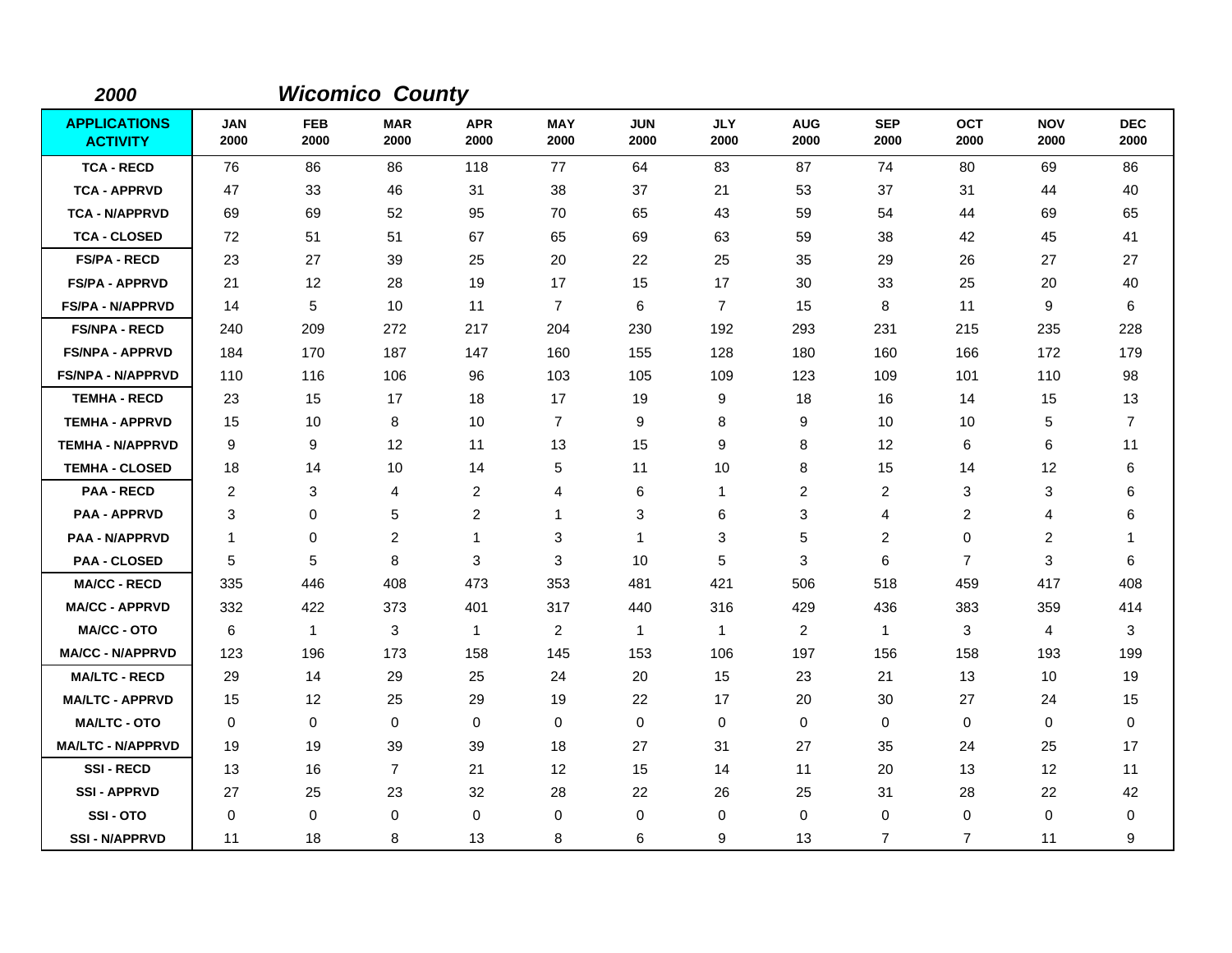**_2000_** **_Wicomico County_**

| APPLICATIONS ACTIVITY | JAN 2000 | FEB 2000 | MAR 2000 | APR 2000 | MAY 2000 | JUN 2000 | JLY 2000 | AUG 2000 | SEP 2000 | OCT 2000 | NOV 2000 | DEC 2000 |
|---|---|---|---|---|---|---|---|---|---|---|---|---|
| TCA - RECD | 76 | 86 | 86 | 118 | 77 | 64 | 83 | 87 | 74 | 80 | 69 | 86 |
| TCA - APPRVD | 47 | 33 | 46 | 31 | 38 | 37 | 21 | 53 | 37 | 31 | 44 | 40 |
| TCA - N/APPRVD | 69 | 69 | 52 | 95 | 70 | 65 | 43 | 59 | 54 | 44 | 69 | 65 |
| TCA - CLOSED | 72 | 51 | 51 | 67 | 65 | 69 | 63 | 59 | 38 | 42 | 45 | 41 |
| FS/PA - RECD | 23 | 27 | 39 | 25 | 20 | 22 | 25 | 35 | 29 | 26 | 27 | 27 |
| FS/PA - APPRVD | 21 | 12 | 28 | 19 | 17 | 15 | 17 | 30 | 33 | 25 | 20 | 40 |
| FS/PA - N/APPRVD | 14 | 5 | 10 | 11 | 7 | 6 | 7 | 15 | 8 | 11 | 9 | 6 |
| FS/NPA - RECD | 240 | 209 | 272 | 217 | 204 | 230 | 192 | 293 | 231 | 215 | 235 | 228 |
| FS/NPA - APPRVD | 184 | 170 | 187 | 147 | 160 | 155 | 128 | 180 | 160 | 166 | 172 | 179 |
| FS/NPA - N/APPRVD | 110 | 116 | 106 | 96 | 103 | 105 | 109 | 123 | 109 | 101 | 110 | 98 |
| TEMHA - RECD | 23 | 15 | 17 | 18 | 17 | 19 | 9 | 18 | 16 | 14 | 15 | 13 |
| TEMHA - APPRVD | 15 | 10 | 8 | 10 | 7 | 9 | 8 | 9 | 10 | 10 | 5 | 7 |
| TEMHA - N/APPRVD | 9 | 9 | 12 | 11 | 13 | 15 | 9 | 8 | 12 | 6 | 6 | 11 |
| TEMHA - CLOSED | 18 | 14 | 10 | 14 | 5 | 11 | 10 | 8 | 15 | 14 | 12 | 6 |
| PAA - RECD | 2 | 3 | 4 | 2 | 4 | 6 | 1 | 2 | 2 | 3 | 3 | 6 |
| PAA - APPRVD | 3 | 0 | 5 | 2 | 1 | 3 | 6 | 3 | 4 | 2 | 4 | 6 |
| PAA - N/APPRVD | 1 | 0 | 2 | 1 | 3 | 1 | 3 | 5 | 2 | 0 | 2 | 1 |
| PAA - CLOSED | 5 | 5 | 8 | 3 | 3 | 10 | 5 | 3 | 6 | 7 | 3 | 6 |
| MA/CC - RECD | 335 | 446 | 408 | 473 | 353 | 481 | 421 | 506 | 518 | 459 | 417 | 408 |
| MA/CC - APPRVD | 332 | 422 | 373 | 401 | 317 | 440 | 316 | 429 | 436 | 383 | 359 | 414 |
| MA/CC - OTO | 6 | 1 | 3 | 1 | 2 | 1 | 1 | 2 | 1 | 3 | 4 | 3 |
| MA/CC - N/APPRVD | 123 | 196 | 173 | 158 | 145 | 153 | 106 | 197 | 156 | 158 | 193 | 199 |
| MA/LTC - RECD | 29 | 14 | 29 | 25 | 24 | 20 | 15 | 23 | 21 | 13 | 10 | 19 |
| MA/LTC - APPRVD | 15 | 12 | 25 | 29 | 19 | 22 | 17 | 20 | 30 | 27 | 24 | 15 |
| MA/LTC - OTO | 0 | 0 | 0 | 0 | 0 | 0 | 0 | 0 | 0 | 0 | 0 | 0 |
| MA/LTC - N/APPRVD | 19 | 19 | 39 | 39 | 18 | 27 | 31 | 27 | 35 | 24 | 25 | 17 |
| SSI - RECD | 13 | 16 | 7 | 21 | 12 | 15 | 14 | 11 | 20 | 13 | 12 | 11 |
| SSI - APPRVD | 27 | 25 | 23 | 32 | 28 | 22 | 26 | 25 | 31 | 28 | 22 | 42 |
| SSI - OTO | 0 | 0 | 0 | 0 | 0 | 0 | 0 | 0 | 0 | 0 | 0 | 0 |
| SSI - N/APPRVD | 11 | 18 | 8 | 13 | 8 | 6 | 9 | 13 | 7 | 7 | 11 | 9 |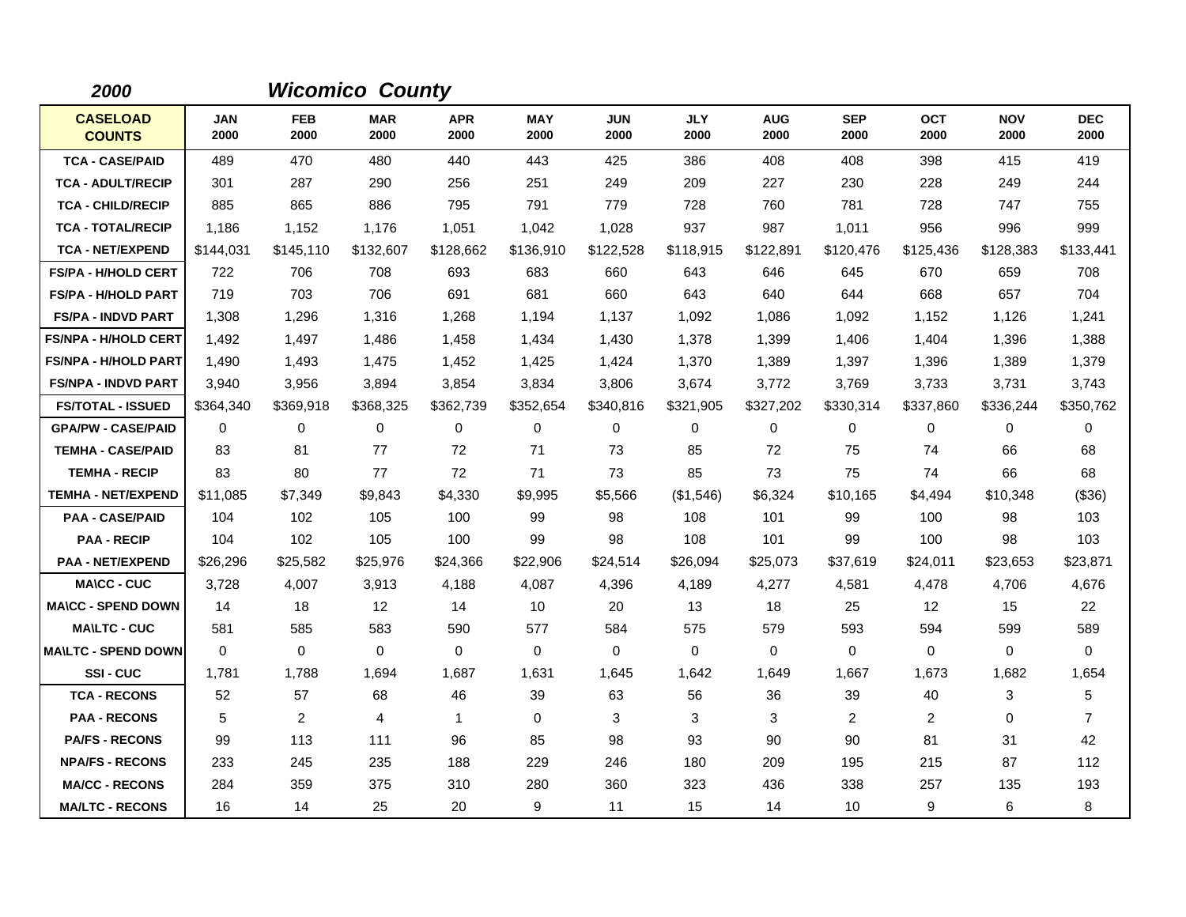## *2000* *Wicomico County*

| CASELOAD COUNTS | JAN 2000 | FEB 2000 | MAR 2000 | APR 2000 | MAY 2000 | JUN 2000 | JLY 2000 | AUG 2000 | SEP 2000 | OCT 2000 | NOV 2000 | DEC 2000 |
|---|---|---|---|---|---|---|---|---|---|---|---|---|
| TCA - CASE/PAID | 489 | 470 | 480 | 440 | 443 | 425 | 386 | 408 | 408 | 398 | 415 | 419 |
| TCA - ADULT/RECIP | 301 | 287 | 290 | 256 | 251 | 249 | 209 | 227 | 230 | 228 | 249 | 244 |
| TCA - CHILD/RECIP | 885 | 865 | 886 | 795 | 791 | 779 | 728 | 760 | 781 | 728 | 747 | 755 |
| TCA - TOTAL/RECIP | 1,186 | 1,152 | 1,176 | 1,051 | 1,042 | 1,028 | 937 | 987 | 1,011 | 956 | 996 | 999 |
| TCA - NET/EXPEND | $144,031 | $145,110 | $132,607 | $128,662 | $136,910 | $122,528 | $118,915 | $122,891 | $120,476 | $125,436 | $128,383 | $133,441 |
| FS/PA - H/HOLD CERT | 722 | 706 | 708 | 693 | 683 | 660 | 643 | 646 | 645 | 670 | 659 | 708 |
| FS/PA - H/HOLD PART | 719 | 703 | 706 | 691 | 681 | 660 | 643 | 640 | 644 | 668 | 657 | 704 |
| FS/PA - INDVD PART | 1,308 | 1,296 | 1,316 | 1,268 | 1,194 | 1,137 | 1,092 | 1,086 | 1,092 | 1,152 | 1,126 | 1,241 |
| FS/NPA - H/HOLD CERT | 1,492 | 1,497 | 1,486 | 1,458 | 1,434 | 1,430 | 1,378 | 1,399 | 1,406 | 1,404 | 1,396 | 1,388 |
| FS/NPA - H/HOLD PART | 1,490 | 1,493 | 1,475 | 1,452 | 1,425 | 1,424 | 1,370 | 1,389 | 1,397 | 1,396 | 1,389 | 1,379 |
| FS/NPA - INDVD PART | 3,940 | 3,956 | 3,894 | 3,854 | 3,834 | 3,806 | 3,674 | 3,772 | 3,769 | 3,733 | 3,731 | 3,743 |
| FS/TOTAL - ISSUED | $364,340 | $369,918 | $368,325 | $362,739 | $352,654 | $340,816 | $321,905 | $327,202 | $330,314 | $337,860 | $336,244 | $350,762 |
| GPA/PW - CASE/PAID | 0 | 0 | 0 | 0 | 0 | 0 | 0 | 0 | 0 | 0 | 0 | 0 |
| TEMHA - CASE/PAID | 83 | 81 | 77 | 72 | 71 | 73 | 85 | 72 | 75 | 74 | 66 | 68 |
| TEMHA - RECIP | 83 | 80 | 77 | 72 | 71 | 73 | 85 | 73 | 75 | 74 | 66 | 68 |
| TEMHA - NET/EXPEND | $11,085 | $7,349 | $9,843 | $4,330 | $9,995 | $5,566 | ($1,546) | $6,324 | $10,165 | $4,494 | $10,348 | ($36) |
| PAA - CASE/PAID | 104 | 102 | 105 | 100 | 99 | 98 | 108 | 101 | 99 | 100 | 98 | 103 |
| PAA - RECIP | 104 | 102 | 105 | 100 | 99 | 98 | 108 | 101 | 99 | 100 | 98 | 103 |
| PAA - NET/EXPEND | $26,296 | $25,582 | $25,976 | $24,366 | $22,906 | $24,514 | $26,094 | $25,073 | $37,619 | $24,011 | $23,653 | $23,871 |
| MA\CC - CUC | 3,728 | 4,007 | 3,913 | 4,188 | 4,087 | 4,396 | 4,189 | 4,277 | 4,581 | 4,478 | 4,706 | 4,676 |
| MA\CC - SPEND DOWN | 14 | 18 | 12 | 14 | 10 | 20 | 13 | 18 | 25 | 12 | 15 | 22 |
| MA\LTC - CUC | 581 | 585 | 583 | 590 | 577 | 584 | 575 | 579 | 593 | 594 | 599 | 589 |
| MA\LTC - SPEND DOWN | 0 | 0 | 0 | 0 | 0 | 0 | 0 | 0 | 0 | 0 | 0 | 0 |
| SSI - CUC | 1,781 | 1,788 | 1,694 | 1,687 | 1,631 | 1,645 | 1,642 | 1,649 | 1,667 | 1,673 | 1,682 | 1,654 |
| TCA - RECONS | 52 | 57 | 68 | 46 | 39 | 63 | 56 | 36 | 39 | 40 | 3 | 5 |
| PAA - RECONS | 5 | 2 | 4 | 1 | 0 | 3 | 3 | 3 | 2 | 2 | 0 | 7 |
| PA/FS - RECONS | 99 | 113 | 111 | 96 | 85 | 98 | 93 | 90 | 90 | 81 | 31 | 42 |
| NPA/FS - RECONS | 233 | 245 | 235 | 188 | 229 | 246 | 180 | 209 | 195 | 215 | 87 | 112 |
| MA/CC - RECONS | 284 | 359 | 375 | 310 | 280 | 360 | 323 | 436 | 338 | 257 | 135 | 193 |
| MA/LTC - RECONS | 16 | 14 | 25 | 20 | 9 | 11 | 15 | 14 | 10 | 9 | 6 | 8 |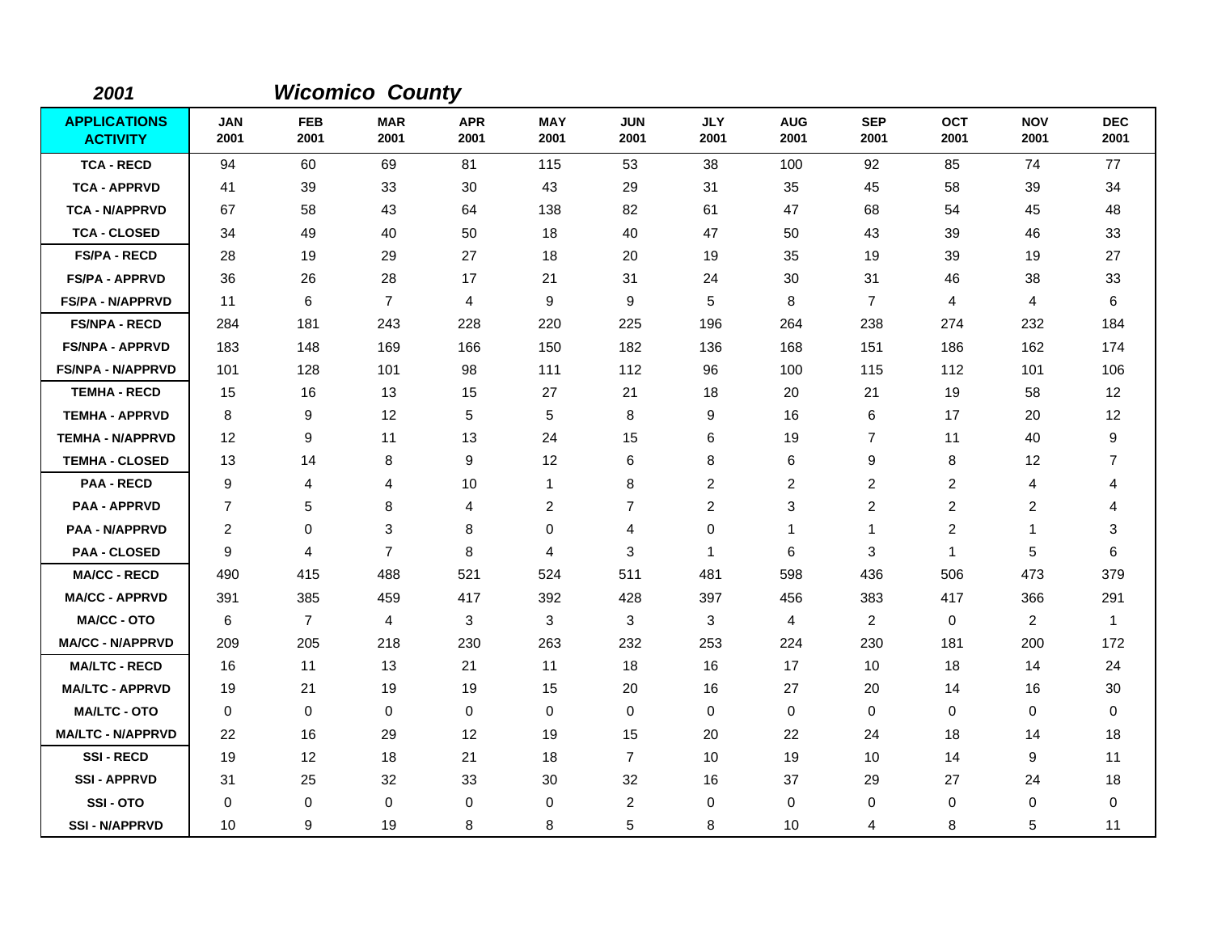**2001** ***Wicomico County***

| APPLICATIONS ACTIVITY | JAN 2001 | FEB 2001 | MAR 2001 | APR 2001 | MAY 2001 | JUN 2001 | JLY 2001 | AUG 2001 | SEP 2001 | OCT 2001 | NOV 2001 | DEC 2001 |
|---|---|---|---|---|---|---|---|---|---|---|---|---|
| TCA - RECD | 94 | 60 | 69 | 81 | 115 | 53 | 38 | 100 | 92 | 85 | 74 | 77 |
| TCA - APPRVD | 41 | 39 | 33 | 30 | 43 | 29 | 31 | 35 | 45 | 58 | 39 | 34 |
| TCA - N/APPRVD | 67 | 58 | 43 | 64 | 138 | 82 | 61 | 47 | 68 | 54 | 45 | 48 |
| TCA - CLOSED | 34 | 49 | 40 | 50 | 18 | 40 | 47 | 50 | 43 | 39 | 46 | 33 |
| FS/PA - RECD | 28 | 19 | 29 | 27 | 18 | 20 | 19 | 35 | 19 | 39 | 19 | 27 |
| FS/PA - APPRVD | 36 | 26 | 28 | 17 | 21 | 31 | 24 | 30 | 31 | 46 | 38 | 33 |
| FS/PA - N/APPRVD | 11 | 6 | 7 | 4 | 9 | 9 | 5 | 8 | 7 | 4 | 4 | 6 |
| FS/NPA - RECD | 284 | 181 | 243 | 228 | 220 | 225 | 196 | 264 | 238 | 274 | 232 | 184 |
| FS/NPA - APPRVD | 183 | 148 | 169 | 166 | 150 | 182 | 136 | 168 | 151 | 186 | 162 | 174 |
| FS/NPA - N/APPRVD | 101 | 128 | 101 | 98 | 111 | 112 | 96 | 100 | 115 | 112 | 101 | 106 |
| TEMHA - RECD | 15 | 16 | 13 | 15 | 27 | 21 | 18 | 20 | 21 | 19 | 58 | 12 |
| TEMHA - APPRVD | 8 | 9 | 12 | 5 | 5 | 8 | 9 | 16 | 6 | 17 | 20 | 12 |
| TEMHA - N/APPRVD | 12 | 9 | 11 | 13 | 24 | 15 | 6 | 19 | 7 | 11 | 40 | 9 |
| TEMHA - CLOSED | 13 | 14 | 8 | 9 | 12 | 6 | 8 | 6 | 9 | 8 | 12 | 7 |
| PAA - RECD | 9 | 4 | 4 | 10 | 1 | 8 | 2 | 2 | 2 | 2 | 4 | 4 |
| PAA - APPRVD | 7 | 5 | 8 | 4 | 2 | 7 | 2 | 3 | 2 | 2 | 2 | 4 |
| PAA - N/APPRVD | 2 | 0 | 3 | 8 | 0 | 4 | 0 | 1 | 1 | 2 | 1 | 3 |
| PAA - CLOSED | 9 | 4 | 7 | 8 | 4 | 3 | 1 | 6 | 3 | 1 | 5 | 6 |
| MA/CC - RECD | 490 | 415 | 488 | 521 | 524 | 511 | 481 | 598 | 436 | 506 | 473 | 379 |
| MA/CC - APPRVD | 391 | 385 | 459 | 417 | 392 | 428 | 397 | 456 | 383 | 417 | 366 | 291 |
| MA/CC - OTO | 6 | 7 | 4 | 3 | 3 | 3 | 3 | 4 | 2 | 0 | 2 | 1 |
| MA/CC - N/APPRVD | 209 | 205 | 218 | 230 | 263 | 232 | 253 | 224 | 230 | 181 | 200 | 172 |
| MA/LTC - RECD | 16 | 11 | 13 | 21 | 11 | 18 | 16 | 17 | 10 | 18 | 14 | 24 |
| MA/LTC - APPRVD | 19 | 21 | 19 | 19 | 15 | 20 | 16 | 27 | 20 | 14 | 16 | 30 |
| MA/LTC - OTO | 0 | 0 | 0 | 0 | 0 | 0 | 0 | 0 | 0 | 0 | 0 | 0 |
| MA/LTC - N/APPRVD | 22 | 16 | 29 | 12 | 19 | 15 | 20 | 22 | 24 | 18 | 14 | 18 |
| SSI - RECD | 19 | 12 | 18 | 21 | 18 | 7 | 10 | 19 | 10 | 14 | 9 | 11 |
| SSI - APPRVD | 31 | 25 | 32 | 33 | 30 | 32 | 16 | 37 | 29 | 27 | 24 | 18 |
| SSI - OTO | 0 | 0 | 0 | 0 | 0 | 2 | 0 | 0 | 0 | 0 | 0 | 0 |
| SSI - N/APPRVD | 10 | 9 | 19 | 8 | 8 | 5 | 8 | 10 | 4 | 8 | 5 | 11 |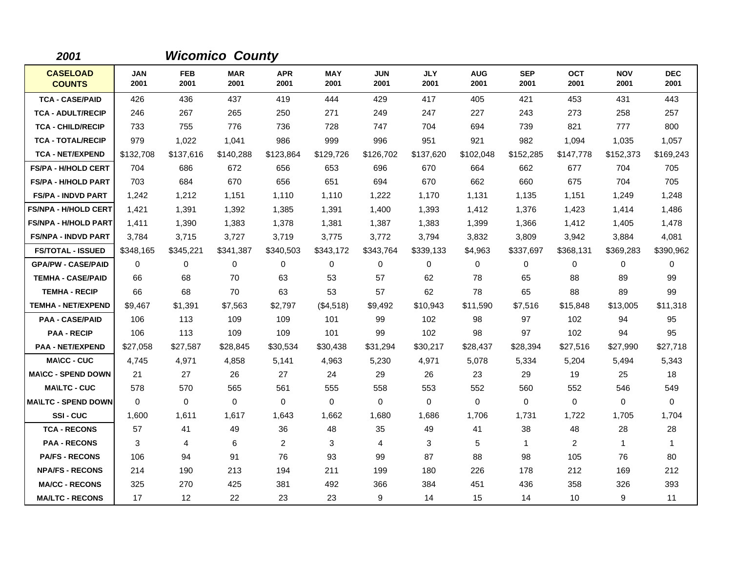**2001** ***Wicomico County***

| CASELOAD COUNTS | JAN 2001 | FEB 2001 | MAR 2001 | APR 2001 | MAY 2001 | JUN 2001 | JLY 2001 | AUG 2001 | SEP 2001 | OCT 2001 | NOV 2001 | DEC 2001 |
|---|---|---|---|---|---|---|---|---|---|---|---|---|
| TCA - CASE/PAID | 426 | 436 | 437 | 419 | 444 | 429 | 417 | 405 | 421 | 453 | 431 | 443 |
| TCA - ADULT/RECIP | 246 | 267 | 265 | 250 | 271 | 249 | 247 | 227 | 243 | 273 | 258 | 257 |
| TCA - CHILD/RECIP | 733 | 755 | 776 | 736 | 728 | 747 | 704 | 694 | 739 | 821 | 777 | 800 |
| TCA - TOTAL/RECIP | 979 | 1,022 | 1,041 | 986 | 999 | 996 | 951 | 921 | 982 | 1,094 | 1,035 | 1,057 |
| TCA - NET/EXPEND | $132,708 | $137,616 | $140,288 | $123,864 | $129,726 | $126,702 | $137,620 | $102,048 | $152,285 | $147,778 | $152,373 | $169,243 |
| FS/PA - H/HOLD CERT | 704 | 686 | 672 | 656 | 653 | 696 | 670 | 664 | 662 | 677 | 704 | 705 |
| FS/PA - H/HOLD PART | 703 | 684 | 670 | 656 | 651 | 694 | 670 | 662 | 660 | 675 | 704 | 705 |
| FS/PA - INDVD PART | 1,242 | 1,212 | 1,151 | 1,110 | 1,110 | 1,222 | 1,170 | 1,131 | 1,135 | 1,151 | 1,249 | 1,248 |
| FS/NPA - H/HOLD CERT | 1,421 | 1,391 | 1,392 | 1,385 | 1,391 | 1,400 | 1,393 | 1,412 | 1,376 | 1,423 | 1,414 | 1,486 |
| FS/NPA - H/HOLD PART | 1,411 | 1,390 | 1,383 | 1,378 | 1,381 | 1,387 | 1,383 | 1,399 | 1,366 | 1,412 | 1,405 | 1,478 |
| FS/NPA - INDVD PART | 3,784 | 3,715 | 3,727 | 3,719 | 3,775 | 3,772 | 3,794 | 3,832 | 3,809 | 3,942 | 3,884 | 4,081 |
| FS/TOTAL - ISSUED | $348,165 | $345,221 | $341,387 | $340,503 | $343,172 | $343,764 | $339,133 | $4,963 | $337,697 | $368,131 | $369,283 | $390,962 |
| GPA/PW - CASE/PAID | 0 | 0 | 0 | 0 | 0 | 0 | 0 | 0 | 0 | 0 | 0 | 0 |
| TEMHA - CASE/PAID | 66 | 68 | 70 | 63 | 53 | 57 | 62 | 78 | 65 | 88 | 89 | 99 |
| TEMHA - RECIP | 66 | 68 | 70 | 63 | 53 | 57 | 62 | 78 | 65 | 88 | 89 | 99 |
| TEMHA - NET/EXPEND | $9,467 | $1,391 | $7,563 | $2,797 | ($4,518) | $9,492 | $10,943 | $11,590 | $7,516 | $15,848 | $13,005 | $11,318 |
| PAA - CASE/PAID | 106 | 113 | 109 | 109 | 101 | 99 | 102 | 98 | 97 | 102 | 94 | 95 |
| PAA - RECIP | 106 | 113 | 109 | 109 | 101 | 99 | 102 | 98 | 97 | 102 | 94 | 95 |
| PAA - NET/EXPEND | $27,058 | $27,587 | $28,845 | $30,534 | $30,438 | $31,294 | $30,217 | $28,437 | $28,394 | $27,516 | $27,990 | $27,718 |
| MA\CC - CUC | 4,745 | 4,971 | 4,858 | 5,141 | 4,963 | 5,230 | 4,971 | 5,078 | 5,334 | 5,204 | 5,494 | 5,343 |
| MA\CC - SPEND DOWN | 21 | 27 | 26 | 27 | 24 | 29 | 26 | 23 | 29 | 19 | 25 | 18 |
| MA\LTC - CUC | 578 | 570 | 565 | 561 | 555 | 558 | 553 | 552 | 560 | 552 | 546 | 549 |
| MA\LTC - SPEND DOWN | 0 | 0 | 0 | 0 | 0 | 0 | 0 | 0 | 0 | 0 | 0 | 0 |
| SSI - CUC | 1,600 | 1,611 | 1,617 | 1,643 | 1,662 | 1,680 | 1,686 | 1,706 | 1,731 | 1,722 | 1,705 | 1,704 |
| TCA - RECONS | 57 | 41 | 49 | 36 | 48 | 35 | 49 | 41 | 38 | 48 | 28 | 28 |
| PAA - RECONS | 3 | 4 | 6 | 2 | 3 | 4 | 3 | 5 | 1 | 2 | 1 | 1 |
| PA/FS - RECONS | 106 | 94 | 91 | 76 | 93 | 99 | 87 | 88 | 98 | 105 | 76 | 80 |
| NPA/FS - RECONS | 214 | 190 | 213 | 194 | 211 | 199 | 180 | 226 | 178 | 212 | 169 | 212 |
| MA/CC - RECONS | 325 | 270 | 425 | 381 | 492 | 366 | 384 | 451 | 436 | 358 | 326 | 393 |
| MA/LTC - RECONS | 17 | 12 | 22 | 23 | 23 | 9 | 14 | 15 | 14 | 10 | 9 | 11 |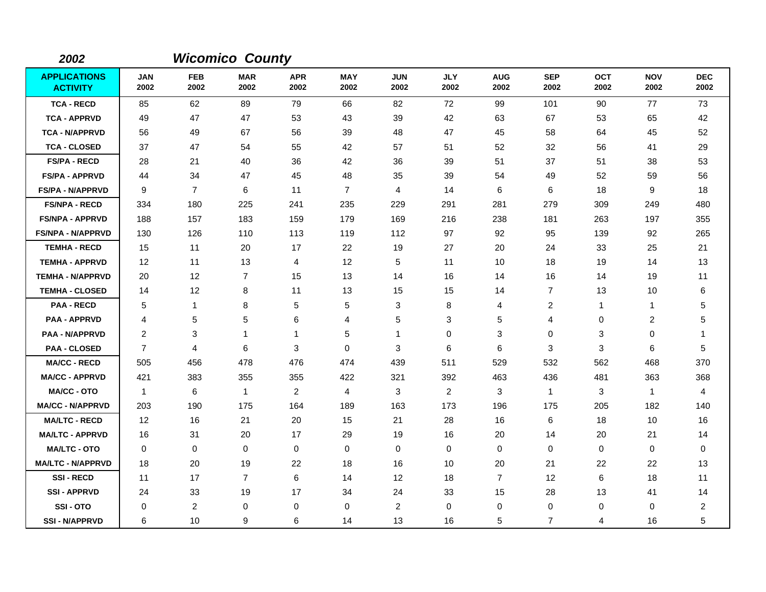**2002** ***Wicomico County***

| APPLICATIONS ACTIVITY | JAN 2002 | FEB 2002 | MAR 2002 | APR 2002 | MAY 2002 | JUN 2002 | JLY 2002 | AUG 2002 | SEP 2002 | OCT 2002 | NOV 2002 | DEC 2002 |
|---|---|---|---|---|---|---|---|---|---|---|---|---|
| TCA - RECD | 85 | 62 | 89 | 79 | 66 | 82 | 72 | 99 | 101 | 90 | 77 | 73 |
| TCA - APPRVD | 49 | 47 | 47 | 53 | 43 | 39 | 42 | 63 | 67 | 53 | 65 | 42 |
| TCA - N/APPRVD | 56 | 49 | 67 | 56 | 39 | 48 | 47 | 45 | 58 | 64 | 45 | 52 |
| TCA - CLOSED | 37 | 47 | 54 | 55 | 42 | 57 | 51 | 52 | 32 | 56 | 41 | 29 |
| FS/PA - RECD | 28 | 21 | 40 | 36 | 42 | 36 | 39 | 51 | 37 | 51 | 38 | 53 |
| FS/PA - APPRVD | 44 | 34 | 47 | 45 | 48 | 35 | 39 | 54 | 49 | 52 | 59 | 56 |
| FS/PA - N/APPRVD | 9 | 7 | 6 | 11 | 7 | 4 | 14 | 6 | 6 | 18 | 9 | 18 |
| FS/NPA - RECD | 334 | 180 | 225 | 241 | 235 | 229 | 291 | 281 | 279 | 309 | 249 | 480 |
| FS/NPA - APPRVD | 188 | 157 | 183 | 159 | 179 | 169 | 216 | 238 | 181 | 263 | 197 | 355 |
| FS/NPA - N/APPRVD | 130 | 126 | 110 | 113 | 119 | 112 | 97 | 92 | 95 | 139 | 92 | 265 |
| TEMHA - RECD | 15 | 11 | 20 | 17 | 22 | 19 | 27 | 20 | 24 | 33 | 25 | 21 |
| TEMHA - APPRVD | 12 | 11 | 13 | 4 | 12 | 5 | 11 | 10 | 18 | 19 | 14 | 13 |
| TEMHA - N/APPRVD | 20 | 12 | 7 | 15 | 13 | 14 | 16 | 14 | 16 | 14 | 19 | 11 |
| TEMHA - CLOSED | 14 | 12 | 8 | 11 | 13 | 15 | 15 | 14 | 7 | 13 | 10 | 6 |
| PAA - RECD | 5 | 1 | 8 | 5 | 5 | 3 | 8 | 4 | 2 | 1 | 1 | 5 |
| PAA - APPRVD | 4 | 5 | 5 | 6 | 4 | 5 | 3 | 5 | 4 | 0 | 2 | 5 |
| PAA - N/APPRVD | 2 | 3 | 1 | 1 | 5 | 1 | 0 | 3 | 0 | 3 | 0 | 1 |
| PAA - CLOSED | 7 | 4 | 6 | 3 | 0 | 3 | 6 | 6 | 3 | 3 | 6 | 5 |
| MA/CC - RECD | 505 | 456 | 478 | 476 | 474 | 439 | 511 | 529 | 532 | 562 | 468 | 370 |
| MA/CC - APPRVD | 421 | 383 | 355 | 355 | 422 | 321 | 392 | 463 | 436 | 481 | 363 | 368 |
| MA/CC - OTO | 1 | 6 | 1 | 2 | 4 | 3 | 2 | 3 | 1 | 3 | 1 | 4 |
| MA/CC - N/APPRVD | 203 | 190 | 175 | 164 | 189 | 163 | 173 | 196 | 175 | 205 | 182 | 140 |
| MA/LTC - RECD | 12 | 16 | 21 | 20 | 15 | 21 | 28 | 16 | 6 | 18 | 10 | 16 |
| MA/LTC - APPRVD | 16 | 31 | 20 | 17 | 29 | 19 | 16 | 20 | 14 | 20 | 21 | 14 |
| MA/LTC - OTO | 0 | 0 | 0 | 0 | 0 | 0 | 0 | 0 | 0 | 0 | 0 | 0 |
| MA/LTC - N/APPRVD | 18 | 20 | 19 | 22 | 18 | 16 | 10 | 20 | 21 | 22 | 22 | 13 |
| SSI - RECD | 11 | 17 | 7 | 6 | 14 | 12 | 18 | 7 | 12 | 6 | 18 | 11 |
| SSI - APPRVD | 24 | 33 | 19 | 17 | 34 | 24 | 33 | 15 | 28 | 13 | 41 | 14 |
| SSI - OTO | 0 | 2 | 0 | 0 | 0 | 2 | 0 | 0 | 0 | 0 | 0 | 2 |
| SSI - N/APPRVD | 6 | 10 | 9 | 6 | 14 | 13 | 16 | 5 | 7 | 4 | 16 | 5 |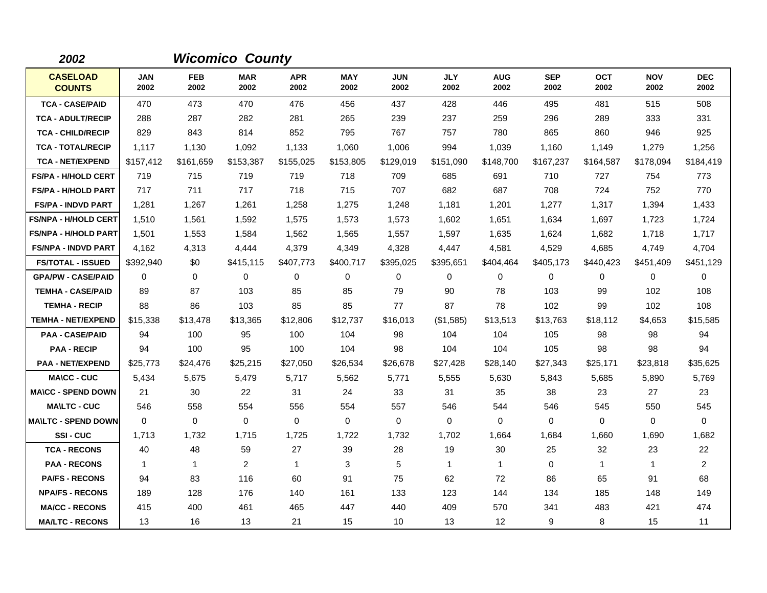## *2002* *Wicomico County*

| CASELOAD COUNTS | JAN 2002 | FEB 2002 | MAR 2002 | APR 2002 | MAY 2002 | JUN 2002 | JLY 2002 | AUG 2002 | SEP 2002 | OCT 2002 | NOV 2002 | DEC 2002 |
|---|---|---|---|---|---|---|---|---|---|---|---|---|
| TCA - CASE/PAID | 470 | 473 | 470 | 476 | 456 | 437 | 428 | 446 | 495 | 481 | 515 | 508 |
| TCA - ADULT/RECIP | 288 | 287 | 282 | 281 | 265 | 239 | 237 | 259 | 296 | 289 | 333 | 331 |
| TCA - CHILD/RECIP | 829 | 843 | 814 | 852 | 795 | 767 | 757 | 780 | 865 | 860 | 946 | 925 |
| TCA - TOTAL/RECIP | 1,117 | 1,130 | 1,092 | 1,133 | 1,060 | 1,006 | 994 | 1,039 | 1,160 | 1,149 | 1,279 | 1,256 |
| TCA - NET/EXPEND | $157,412 | $161,659 | $153,387 | $155,025 | $153,805 | $129,019 | $151,090 | $148,700 | $167,237 | $164,587 | $178,094 | $184,419 |
| FS/PA - H/HOLD CERT | 719 | 715 | 719 | 719 | 718 | 709 | 685 | 691 | 710 | 727 | 754 | 773 |
| FS/PA - H/HOLD PART | 717 | 711 | 717 | 718 | 715 | 707 | 682 | 687 | 708 | 724 | 752 | 770 |
| FS/PA - INDVD PART | 1,281 | 1,267 | 1,261 | 1,258 | 1,275 | 1,248 | 1,181 | 1,201 | 1,277 | 1,317 | 1,394 | 1,433 |
| FS/NPA - H/HOLD CERT | 1,510 | 1,561 | 1,592 | 1,575 | 1,573 | 1,573 | 1,602 | 1,651 | 1,634 | 1,697 | 1,723 | 1,724 |
| FS/NPA - H/HOLD PART | 1,501 | 1,553 | 1,584 | 1,562 | 1,565 | 1,557 | 1,597 | 1,635 | 1,624 | 1,682 | 1,718 | 1,717 |
| FS/NPA - INDVD PART | 4,162 | 4,313 | 4,444 | 4,379 | 4,349 | 4,328 | 4,447 | 4,581 | 4,529 | 4,685 | 4,749 | 4,704 |
| FS/TOTAL - ISSUED | $392,940 | $0 | $415,115 | $407,773 | $400,717 | $395,025 | $395,651 | $404,464 | $405,173 | $440,423 | $451,409 | $451,129 |
| GPA/PW - CASE/PAID | 0 | 0 | 0 | 0 | 0 | 0 | 0 | 0 | 0 | 0 | 0 | 0 |
| TEMHA - CASE/PAID | 89 | 87 | 103 | 85 | 85 | 79 | 90 | 78 | 103 | 99 | 102 | 108 |
| TEMHA - RECIP | 88 | 86 | 103 | 85 | 85 | 77 | 87 | 78 | 102 | 99 | 102 | 108 |
| TEMHA - NET/EXPEND | $15,338 | $13,478 | $13,365 | $12,806 | $12,737 | $16,013 | ($1,585) | $13,513 | $13,763 | $18,112 | $4,653 | $15,585 |
| PAA - CASE/PAID | 94 | 100 | 95 | 100 | 104 | 98 | 104 | 104 | 105 | 98 | 98 | 94 |
| PAA - RECIP | 94 | 100 | 95 | 100 | 104 | 98 | 104 | 104 | 105 | 98 | 98 | 94 |
| PAA - NET/EXPEND | $25,773 | $24,476 | $25,215 | $27,050 | $26,534 | $26,678 | $27,428 | $28,140 | $27,343 | $25,171 | $23,818 | $35,625 |
| MA\CC - CUC | 5,434 | 5,675 | 5,479 | 5,717 | 5,562 | 5,771 | 5,555 | 5,630 | 5,843 | 5,685 | 5,890 | 5,769 |
| MA\CC - SPEND DOWN | 21 | 30 | 22 | 31 | 24 | 33 | 31 | 35 | 38 | 23 | 27 | 23 |
| MA\LTC - CUC | 546 | 558 | 554 | 556 | 554 | 557 | 546 | 544 | 546 | 545 | 550 | 545 |
| MA\LTC - SPEND DOWN | 0 | 0 | 0 | 0 | 0 | 0 | 0 | 0 | 0 | 0 | 0 | 0 |
| SSI - CUC | 1,713 | 1,732 | 1,715 | 1,725 | 1,722 | 1,732 | 1,702 | 1,664 | 1,684 | 1,660 | 1,690 | 1,682 |
| TCA - RECONS | 40 | 48 | 59 | 27 | 39 | 28 | 19 | 30 | 25 | 32 | 23 | 22 |
| PAA - RECONS | 1 | 1 | 2 | 1 | 3 | 5 | 1 | 1 | 0 | 1 | 1 | 2 |
| PA/FS - RECONS | 94 | 83 | 116 | 60 | 91 | 75 | 62 | 72 | 86 | 65 | 91 | 68 |
| NPA/FS - RECONS | 189 | 128 | 176 | 140 | 161 | 133 | 123 | 144 | 134 | 185 | 148 | 149 |
| MA/CC - RECONS | 415 | 400 | 461 | 465 | 447 | 440 | 409 | 570 | 341 | 483 | 421 | 474 |
| MA/LTC - RECONS | 13 | 16 | 13 | 21 | 15 | 10 | 13 | 12 | 9 | 8 | 15 | 11 |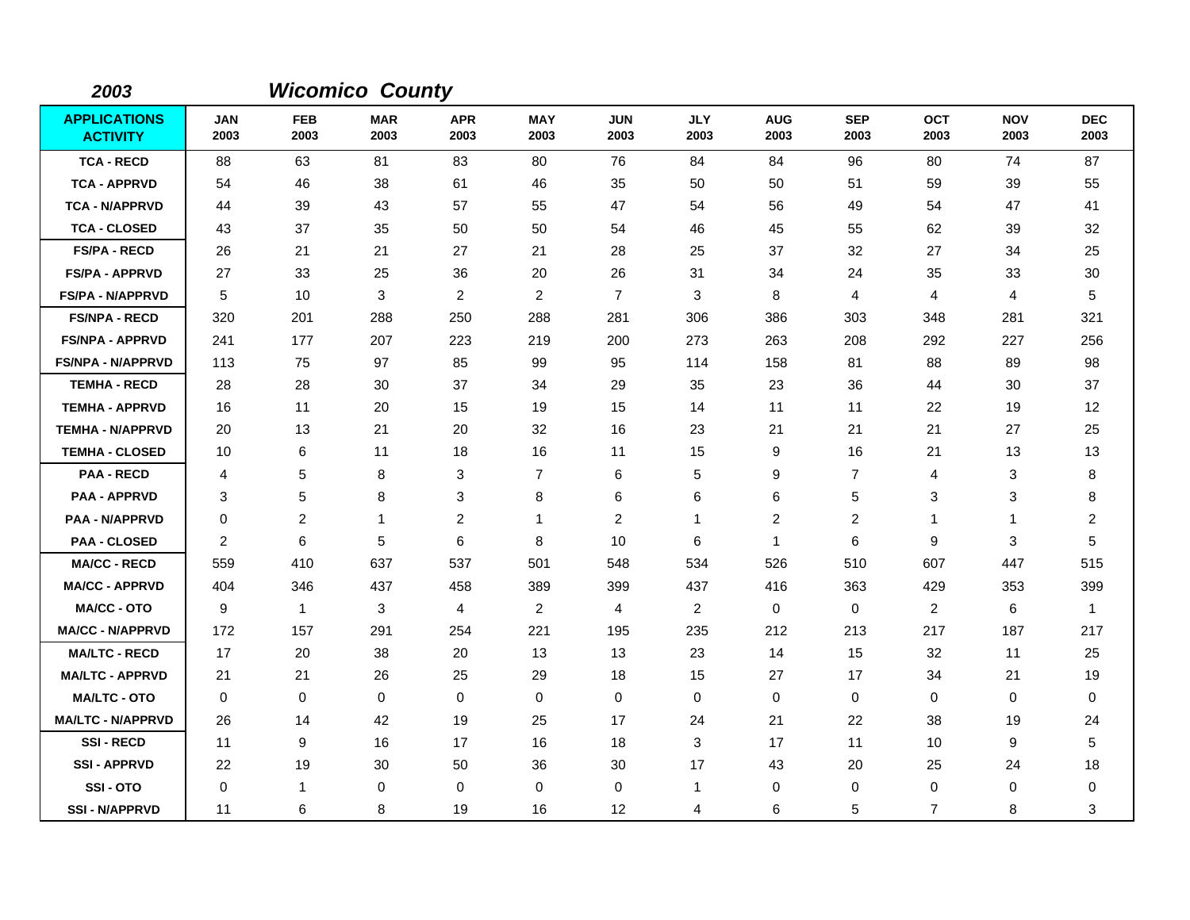**2003** ***Wicomico County***

| APPLICATIONS ACTIVITY | JAN 2003 | FEB 2003 | MAR 2003 | APR 2003 | MAY 2003 | JUN 2003 | JLY 2003 | AUG 2003 | SEP 2003 | OCT 2003 | NOV 2003 | DEC 2003 |
|---|---|---|---|---|---|---|---|---|---|---|---|---|
| TCA - RECD | 88 | 63 | 81 | 83 | 80 | 76 | 84 | 84 | 96 | 80 | 74 | 87 |
| TCA - APPRVD | 54 | 46 | 38 | 61 | 46 | 35 | 50 | 50 | 51 | 59 | 39 | 55 |
| TCA - N/APPRVD | 44 | 39 | 43 | 57 | 55 | 47 | 54 | 56 | 49 | 54 | 47 | 41 |
| TCA - CLOSED | 43 | 37 | 35 | 50 | 50 | 54 | 46 | 45 | 55 | 62 | 39 | 32 |
| FS/PA - RECD | 26 | 21 | 21 | 27 | 21 | 28 | 25 | 37 | 32 | 27 | 34 | 25 |
| FS/PA - APPRVD | 27 | 33 | 25 | 36 | 20 | 26 | 31 | 34 | 24 | 35 | 33 | 30 |
| FS/PA - N/APPRVD | 5 | 10 | 3 | 2 | 2 | 7 | 3 | 8 | 4 | 4 | 4 | 5 |
| FS/NPA - RECD | 320 | 201 | 288 | 250 | 288 | 281 | 306 | 386 | 303 | 348 | 281 | 321 |
| FS/NPA - APPRVD | 241 | 177 | 207 | 223 | 219 | 200 | 273 | 263 | 208 | 292 | 227 | 256 |
| FS/NPA - N/APPRVD | 113 | 75 | 97 | 85 | 99 | 95 | 114 | 158 | 81 | 88 | 89 | 98 |
| TEMHA - RECD | 28 | 28 | 30 | 37 | 34 | 29 | 35 | 23 | 36 | 44 | 30 | 37 |
| TEMHA - APPRVD | 16 | 11 | 20 | 15 | 19 | 15 | 14 | 11 | 11 | 22 | 19 | 12 |
| TEMHA - N/APPRVD | 20 | 13 | 21 | 20 | 32 | 16 | 23 | 21 | 21 | 21 | 27 | 25 |
| TEMHA - CLOSED | 10 | 6 | 11 | 18 | 16 | 11 | 15 | 9 | 16 | 21 | 13 | 13 |
| PAA - RECD | 4 | 5 | 8 | 3 | 7 | 6 | 5 | 9 | 7 | 4 | 3 | 8 |
| PAA - APPRVD | 3 | 5 | 8 | 3 | 8 | 6 | 6 | 6 | 5 | 3 | 3 | 8 |
| PAA - N/APPRVD | 0 | 2 | 1 | 2 | 1 | 2 | 1 | 2 | 2 | 1 | 1 | 2 |
| PAA - CLOSED | 2 | 6 | 5 | 6 | 8 | 10 | 6 | 1 | 6 | 9 | 3 | 5 |
| MA/CC - RECD | 559 | 410 | 637 | 537 | 501 | 548 | 534 | 526 | 510 | 607 | 447 | 515 |
| MA/CC - APPRVD | 404 | 346 | 437 | 458 | 389 | 399 | 437 | 416 | 363 | 429 | 353 | 399 |
| MA/CC - OTO | 9 | 1 | 3 | 4 | 2 | 4 | 2 | 0 | 0 | 2 | 6 | 1 |
| MA/CC - N/APPRVD | 172 | 157 | 291 | 254 | 221 | 195 | 235 | 212 | 213 | 217 | 187 | 217 |
| MA/LTC - RECD | 17 | 20 | 38 | 20 | 13 | 13 | 23 | 14 | 15 | 32 | 11 | 25 |
| MA/LTC - APPRVD | 21 | 21 | 26 | 25 | 29 | 18 | 15 | 27 | 17 | 34 | 21 | 19 |
| MA/LTC - OTO | 0 | 0 | 0 | 0 | 0 | 0 | 0 | 0 | 0 | 0 | 0 | 0 |
| MA/LTC - N/APPRVD | 26 | 14 | 42 | 19 | 25 | 17 | 24 | 21 | 22 | 38 | 19 | 24 |
| SSI - RECD | 11 | 9 | 16 | 17 | 16 | 18 | 3 | 17 | 11 | 10 | 9 | 5 |
| SSI - APPRVD | 22 | 19 | 30 | 50 | 36 | 30 | 17 | 43 | 20 | 25 | 24 | 18 |
| SSI - OTO | 0 | 1 | 0 | 0 | 0 | 0 | 1 | 0 | 0 | 0 | 0 | 0 |
| SSI - N/APPRVD | 11 | 6 | 8 | 19 | 16 | 12 | 4 | 6 | 5 | 7 | 8 | 3 |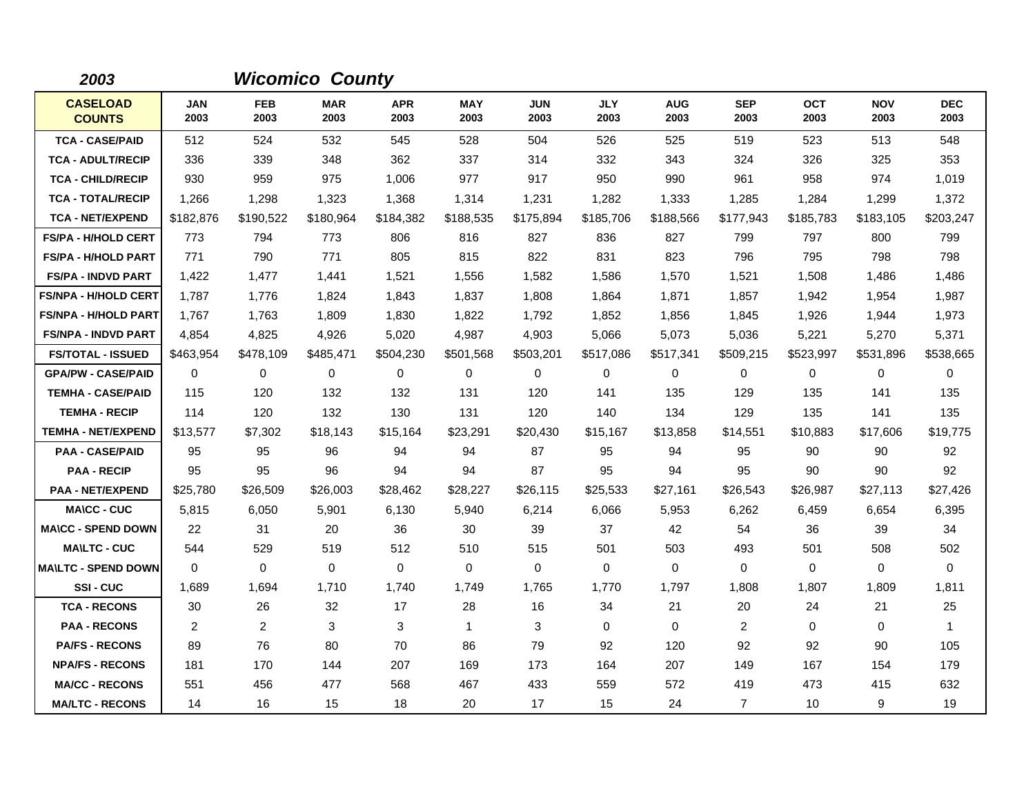*2003* &nbsp;&nbsp;&nbsp;&nbsp; ***Wicomico County***

| CASELOAD COUNTS | JAN 2003 | FEB 2003 | MAR 2003 | APR 2003 | MAY 2003 | JUN 2003 | JLY 2003 | AUG 2003 | SEP 2003 | OCT 2003 | NOV 2003 | DEC 2003 |
|---|---|---|---|---|---|---|---|---|---|---|---|---|
| TCA - CASE/PAID | 512 | 524 | 532 | 545 | 528 | 504 | 526 | 525 | 519 | 523 | 513 | 548 |
| TCA - ADULT/RECIP | 336 | 339 | 348 | 362 | 337 | 314 | 332 | 343 | 324 | 326 | 325 | 353 |
| TCA - CHILD/RECIP | 930 | 959 | 975 | 1,006 | 977 | 917 | 950 | 990 | 961 | 958 | 974 | 1,019 |
| TCA - TOTAL/RECIP | 1,266 | 1,298 | 1,323 | 1,368 | 1,314 | 1,231 | 1,282 | 1,333 | 1,285 | 1,284 | 1,299 | 1,372 |
| TCA - NET/EXPEND | $182,876 | $190,522 | $180,964 | $184,382 | $188,535 | $175,894 | $185,706 | $188,566 | $177,943 | $185,783 | $183,105 | $203,247 |
| FS/PA - H/HOLD CERT | 773 | 794 | 773 | 806 | 816 | 827 | 836 | 827 | 799 | 797 | 800 | 799 |
| FS/PA - H/HOLD PART | 771 | 790 | 771 | 805 | 815 | 822 | 831 | 823 | 796 | 795 | 798 | 798 |
| FS/PA - INDVD PART | 1,422 | 1,477 | 1,441 | 1,521 | 1,556 | 1,582 | 1,586 | 1,570 | 1,521 | 1,508 | 1,486 | 1,486 |
| FS/NPA - H/HOLD CERT | 1,787 | 1,776 | 1,824 | 1,843 | 1,837 | 1,808 | 1,864 | 1,871 | 1,857 | 1,942 | 1,954 | 1,987 |
| FS/NPA - H/HOLD PART | 1,767 | 1,763 | 1,809 | 1,830 | 1,822 | 1,792 | 1,852 | 1,856 | 1,845 | 1,926 | 1,944 | 1,973 |
| FS/NPA - INDVD PART | 4,854 | 4,825 | 4,926 | 5,020 | 4,987 | 4,903 | 5,066 | 5,073 | 5,036 | 5,221 | 5,270 | 5,371 |
| FS/TOTAL - ISSUED | $463,954 | $478,109 | $485,471 | $504,230 | $501,568 | $503,201 | $517,086 | $517,341 | $509,215 | $523,997 | $531,896 | $538,665 |
| GPA/PW - CASE/PAID | 0 | 0 | 0 | 0 | 0 | 0 | 0 | 0 | 0 | 0 | 0 | 0 |
| TEMHA - CASE/PAID | 115 | 120 | 132 | 132 | 131 | 120 | 141 | 135 | 129 | 135 | 141 | 135 |
| TEMHA - RECIP | 114 | 120 | 132 | 130 | 131 | 120 | 140 | 134 | 129 | 135 | 141 | 135 |
| TEMHA - NET/EXPEND | $13,577 | $7,302 | $18,143 | $15,164 | $23,291 | $20,430 | $15,167 | $13,858 | $14,551 | $10,883 | $17,606 | $19,775 |
| PAA - CASE/PAID | 95 | 95 | 96 | 94 | 94 | 87 | 95 | 94 | 95 | 90 | 90 | 92 |
| PAA - RECIP | 95 | 95 | 96 | 94 | 94 | 87 | 95 | 94 | 95 | 90 | 90 | 92 |
| PAA - NET/EXPEND | $25,780 | $26,509 | $26,003 | $28,462 | $28,227 | $26,115 | $25,533 | $27,161 | $26,543 | $26,987 | $27,113 | $27,426 |
| MA\CC - CUC | 5,815 | 6,050 | 5,901 | 6,130 | 5,940 | 6,214 | 6,066 | 5,953 | 6,262 | 6,459 | 6,654 | 6,395 |
| MA\CC - SPEND DOWN | 22 | 31 | 20 | 36 | 30 | 39 | 37 | 42 | 54 | 36 | 39 | 34 |
| MA\LTC - CUC | 544 | 529 | 519 | 512 | 510 | 515 | 501 | 503 | 493 | 501 | 508 | 502 |
| MA\LTC - SPEND DOWN | 0 | 0 | 0 | 0 | 0 | 0 | 0 | 0 | 0 | 0 | 0 | 0 |
| SSI - CUC | 1,689 | 1,694 | 1,710 | 1,740 | 1,749 | 1,765 | 1,770 | 1,797 | 1,808 | 1,807 | 1,809 | 1,811 |
| TCA - RECONS | 30 | 26 | 32 | 17 | 28 | 16 | 34 | 21 | 20 | 24 | 21 | 25 |
| PAA - RECONS | 2 | 2 | 3 | 3 | 1 | 3 | 0 | 0 | 2 | 0 | 0 | 1 |
| PA/FS - RECONS | 89 | 76 | 80 | 70 | 86 | 79 | 92 | 120 | 92 | 92 | 90 | 105 |
| NPA/FS - RECONS | 181 | 170 | 144 | 207 | 169 | 173 | 164 | 207 | 149 | 167 | 154 | 179 |
| MA/CC - RECONS | 551 | 456 | 477 | 568 | 467 | 433 | 559 | 572 | 419 | 473 | 415 | 632 |
| MA/LTC - RECONS | 14 | 16 | 15 | 18 | 20 | 17 | 15 | 24 | 7 | 10 | 9 | 19 |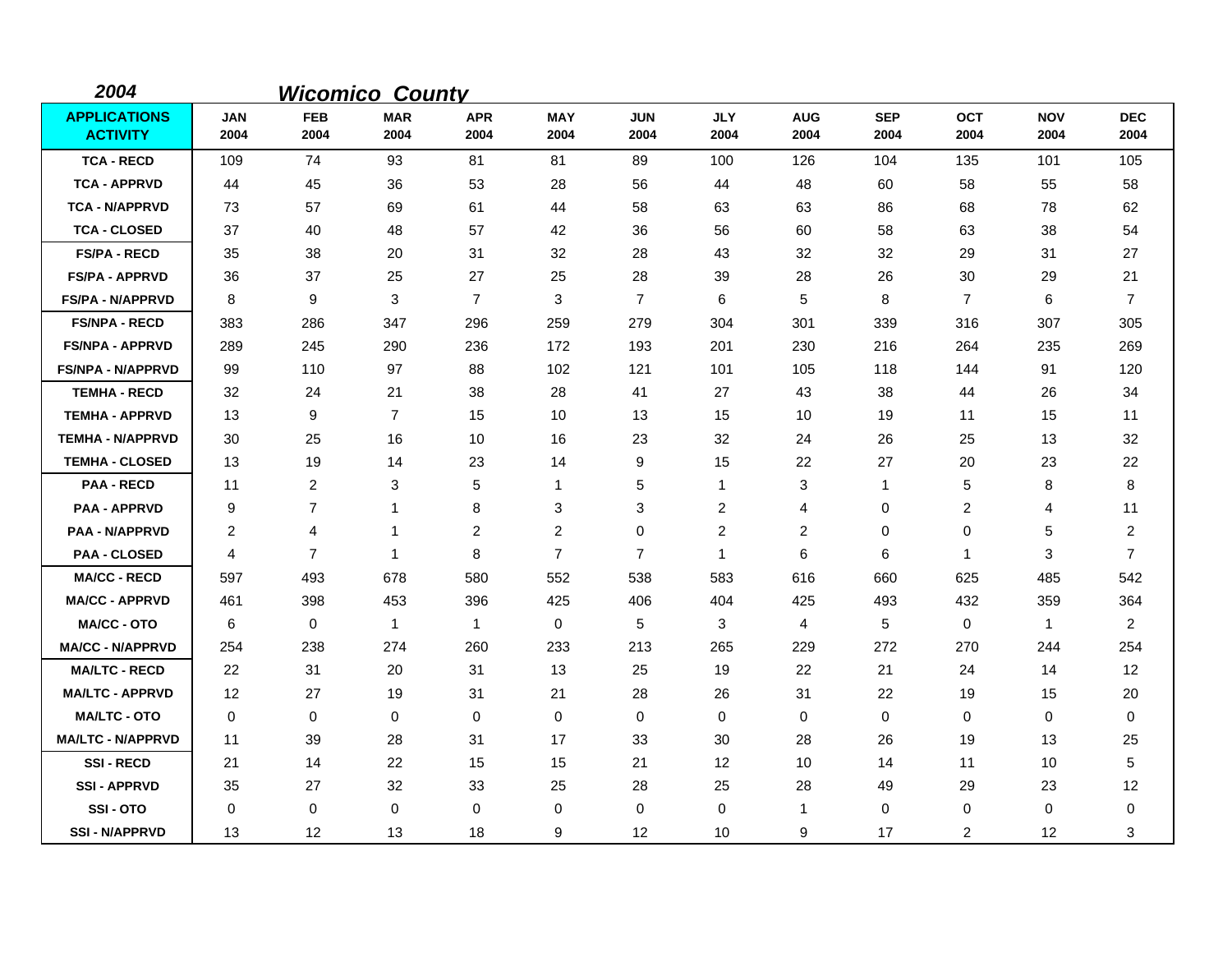*2004* ***Wicomico County***

| APPLICATIONS ACTIVITY | JAN 2004 | FEB 2004 | MAR 2004 | APR 2004 | MAY 2004 | JUN 2004 | JLY 2004 | AUG 2004 | SEP 2004 | OCT 2004 | NOV 2004 | DEC 2004 |
|---|---|---|---|---|---|---|---|---|---|---|---|---|
| TCA - RECD | 109 | 74 | 93 | 81 | 81 | 89 | 100 | 126 | 104 | 135 | 101 | 105 |
| TCA - APPRVD | 44 | 45 | 36 | 53 | 28 | 56 | 44 | 48 | 60 | 58 | 55 | 58 |
| TCA - N/APPRVD | 73 | 57 | 69 | 61 | 44 | 58 | 63 | 63 | 86 | 68 | 78 | 62 |
| TCA - CLOSED | 37 | 40 | 48 | 57 | 42 | 36 | 56 | 60 | 58 | 63 | 38 | 54 |
| FS/PA - RECD | 35 | 38 | 20 | 31 | 32 | 28 | 43 | 32 | 32 | 29 | 31 | 27 |
| FS/PA - APPRVD | 36 | 37 | 25 | 27 | 25 | 28 | 39 | 28 | 26 | 30 | 29 | 21 |
| FS/PA - N/APPRVD | 8 | 9 | 3 | 7 | 3 | 7 | 6 | 5 | 8 | 7 | 6 | 7 |
| FS/NPA - RECD | 383 | 286 | 347 | 296 | 259 | 279 | 304 | 301 | 339 | 316 | 307 | 305 |
| FS/NPA - APPRVD | 289 | 245 | 290 | 236 | 172 | 193 | 201 | 230 | 216 | 264 | 235 | 269 |
| FS/NPA - N/APPRVD | 99 | 110 | 97 | 88 | 102 | 121 | 101 | 105 | 118 | 144 | 91 | 120 |
| TEMHA - RECD | 32 | 24 | 21 | 38 | 28 | 41 | 27 | 43 | 38 | 44 | 26 | 34 |
| TEMHA - APPRVD | 13 | 9 | 7 | 15 | 10 | 13 | 15 | 10 | 19 | 11 | 15 | 11 |
| TEMHA - N/APPRVD | 30 | 25 | 16 | 10 | 16 | 23 | 32 | 24 | 26 | 25 | 13 | 32 |
| TEMHA - CLOSED | 13 | 19 | 14 | 23 | 14 | 9 | 15 | 22 | 27 | 20 | 23 | 22 |
| PAA - RECD | 11 | 2 | 3 | 5 | 1 | 5 | 1 | 3 | 1 | 5 | 8 | 8 |
| PAA - APPRVD | 9 | 7 | 1 | 8 | 3 | 3 | 2 | 4 | 0 | 2 | 4 | 11 |
| PAA - N/APPRVD | 2 | 4 | 1 | 2 | 2 | 0 | 2 | 2 | 0 | 0 | 5 | 2 |
| PAA - CLOSED | 4 | 7 | 1 | 8 | 7 | 7 | 1 | 6 | 6 | 1 | 3 | 7 |
| MA/CC - RECD | 597 | 493 | 678 | 580 | 552 | 538 | 583 | 616 | 660 | 625 | 485 | 542 |
| MA/CC - APPRVD | 461 | 398 | 453 | 396 | 425 | 406 | 404 | 425 | 493 | 432 | 359 | 364 |
| MA/CC - OTO | 6 | 0 | 1 | 1 | 0 | 5 | 3 | 4 | 5 | 0 | 1 | 2 |
| MA/CC - N/APPRVD | 254 | 238 | 274 | 260 | 233 | 213 | 265 | 229 | 272 | 270 | 244 | 254 |
| MA/LTC - RECD | 22 | 31 | 20 | 31 | 13 | 25 | 19 | 22 | 21 | 24 | 14 | 12 |
| MA/LTC - APPRVD | 12 | 27 | 19 | 31 | 21 | 28 | 26 | 31 | 22 | 19 | 15 | 20 |
| MA/LTC - OTO | 0 | 0 | 0 | 0 | 0 | 0 | 0 | 0 | 0 | 0 | 0 | 0 |
| MA/LTC - N/APPRVD | 11 | 39 | 28 | 31 | 17 | 33 | 30 | 28 | 26 | 19 | 13 | 25 |
| SSI - RECD | 21 | 14 | 22 | 15 | 15 | 21 | 12 | 10 | 14 | 11 | 10 | 5 |
| SSI - APPRVD | 35 | 27 | 32 | 33 | 25 | 28 | 25 | 28 | 49 | 29 | 23 | 12 |
| SSI - OTO | 0 | 0 | 0 | 0 | 0 | 0 | 0 | 1 | 0 | 0 | 0 | 0 |
| SSI - N/APPRVD | 13 | 12 | 13 | 18 | 9 | 12 | 10 | 9 | 17 | 2 | 12 | 3 |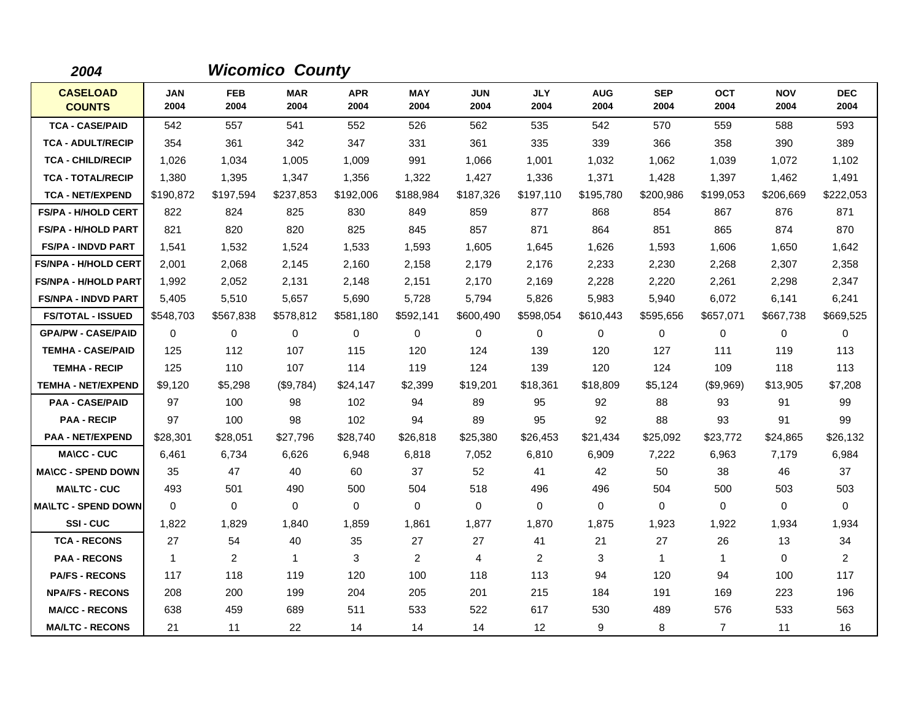*2004* ***Wicomico County***

| CASELOAD COUNTS | JAN 2004 | FEB 2004 | MAR 2004 | APR 2004 | MAY 2004 | JUN 2004 | JLY 2004 | AUG 2004 | SEP 2004 | OCT 2004 | NOV 2004 | DEC 2004 |
|---|---|---|---|---|---|---|---|---|---|---|---|---|
| TCA - CASE/PAID | 542 | 557 | 541 | 552 | 526 | 562 | 535 | 542 | 570 | 559 | 588 | 593 |
| TCA - ADULT/RECIP | 354 | 361 | 342 | 347 | 331 | 361 | 335 | 339 | 366 | 358 | 390 | 389 |
| TCA - CHILD/RECIP | 1,026 | 1,034 | 1,005 | 1,009 | 991 | 1,066 | 1,001 | 1,032 | 1,062 | 1,039 | 1,072 | 1,102 |
| TCA - TOTAL/RECIP | 1,380 | 1,395 | 1,347 | 1,356 | 1,322 | 1,427 | 1,336 | 1,371 | 1,428 | 1,397 | 1,462 | 1,491 |
| TCA - NET/EXPEND | $190,872 | $197,594 | $237,853 | $192,006 | $188,984 | $187,326 | $197,110 | $195,780 | $200,986 | $199,053 | $206,669 | $222,053 |
| FS/PA - H/HOLD CERT | 822 | 824 | 825 | 830 | 849 | 859 | 877 | 868 | 854 | 867 | 876 | 871 |
| FS/PA - H/HOLD PART | 821 | 820 | 820 | 825 | 845 | 857 | 871 | 864 | 851 | 865 | 874 | 870 |
| FS/PA - INDVD PART | 1,541 | 1,532 | 1,524 | 1,533 | 1,593 | 1,605 | 1,645 | 1,626 | 1,593 | 1,606 | 1,650 | 1,642 |
| FS/NPA - H/HOLD CERT | 2,001 | 2,068 | 2,145 | 2,160 | 2,158 | 2,179 | 2,176 | 2,233 | 2,230 | 2,268 | 2,307 | 2,358 |
| FS/NPA - H/HOLD PART | 1,992 | 2,052 | 2,131 | 2,148 | 2,151 | 2,170 | 2,169 | 2,228 | 2,220 | 2,261 | 2,298 | 2,347 |
| FS/NPA - INDVD PART | 5,405 | 5,510 | 5,657 | 5,690 | 5,728 | 5,794 | 5,826 | 5,983 | 5,940 | 6,072 | 6,141 | 6,241 |
| FS/TOTAL - ISSUED | $548,703 | $567,838 | $578,812 | $581,180 | $592,141 | $600,490 | $598,054 | $610,443 | $595,656 | $657,071 | $667,738 | $669,525 |
| GPA/PW - CASE/PAID | 0 | 0 | 0 | 0 | 0 | 0 | 0 | 0 | 0 | 0 | 0 | 0 |
| TEMHA - CASE/PAID | 125 | 112 | 107 | 115 | 120 | 124 | 139 | 120 | 127 | 111 | 119 | 113 |
| TEMHA - RECIP | 125 | 110 | 107 | 114 | 119 | 124 | 139 | 120 | 124 | 109 | 118 | 113 |
| TEMHA - NET/EXPEND | $9,120 | $5,298 | ($9,784) | $24,147 | $2,399 | $19,201 | $18,361 | $18,809 | $5,124 | ($9,969) | $13,905 | $7,208 |
| PAA - CASE/PAID | 97 | 100 | 98 | 102 | 94 | 89 | 95 | 92 | 88 | 93 | 91 | 99 |
| PAA - RECIP | 97 | 100 | 98 | 102 | 94 | 89 | 95 | 92 | 88 | 93 | 91 | 99 |
| PAA - NET/EXPEND | $28,301 | $28,051 | $27,796 | $28,740 | $26,818 | $25,380 | $26,453 | $21,434 | $25,092 | $23,772 | $24,865 | $26,132 |
| MA\CC - CUC | 6,461 | 6,734 | 6,626 | 6,948 | 6,818 | 7,052 | 6,810 | 6,909 | 7,222 | 6,963 | 7,179 | 6,984 |
| MA\CC - SPEND DOWN | 35 | 47 | 40 | 60 | 37 | 52 | 41 | 42 | 50 | 38 | 46 | 37 |
| MA\LTC - CUC | 493 | 501 | 490 | 500 | 504 | 518 | 496 | 496 | 504 | 500 | 503 | 503 |
| MA\LTC - SPEND DOWN | 0 | 0 | 0 | 0 | 0 | 0 | 0 | 0 | 0 | 0 | 0 | 0 |
| SSI - CUC | 1,822 | 1,829 | 1,840 | 1,859 | 1,861 | 1,877 | 1,870 | 1,875 | 1,923 | 1,922 | 1,934 | 1,934 |
| TCA - RECONS | 27 | 54 | 40 | 35 | 27 | 27 | 41 | 21 | 27 | 26 | 13 | 34 |
| PAA - RECONS | 1 | 2 | 1 | 3 | 2 | 4 | 2 | 3 | 1 | 1 | 0 | 2 |
| PA/FS - RECONS | 117 | 118 | 119 | 120 | 100 | 118 | 113 | 94 | 120 | 94 | 100 | 117 |
| NPA/FS - RECONS | 208 | 200 | 199 | 204 | 205 | 201 | 215 | 184 | 191 | 169 | 223 | 196 |
| MA/CC - RECONS | 638 | 459 | 689 | 511 | 533 | 522 | 617 | 530 | 489 | 576 | 533 | 563 |
| MA/LTC - RECONS | 21 | 11 | 22 | 14 | 14 | 14 | 12 | 9 | 8 | 7 | 11 | 16 |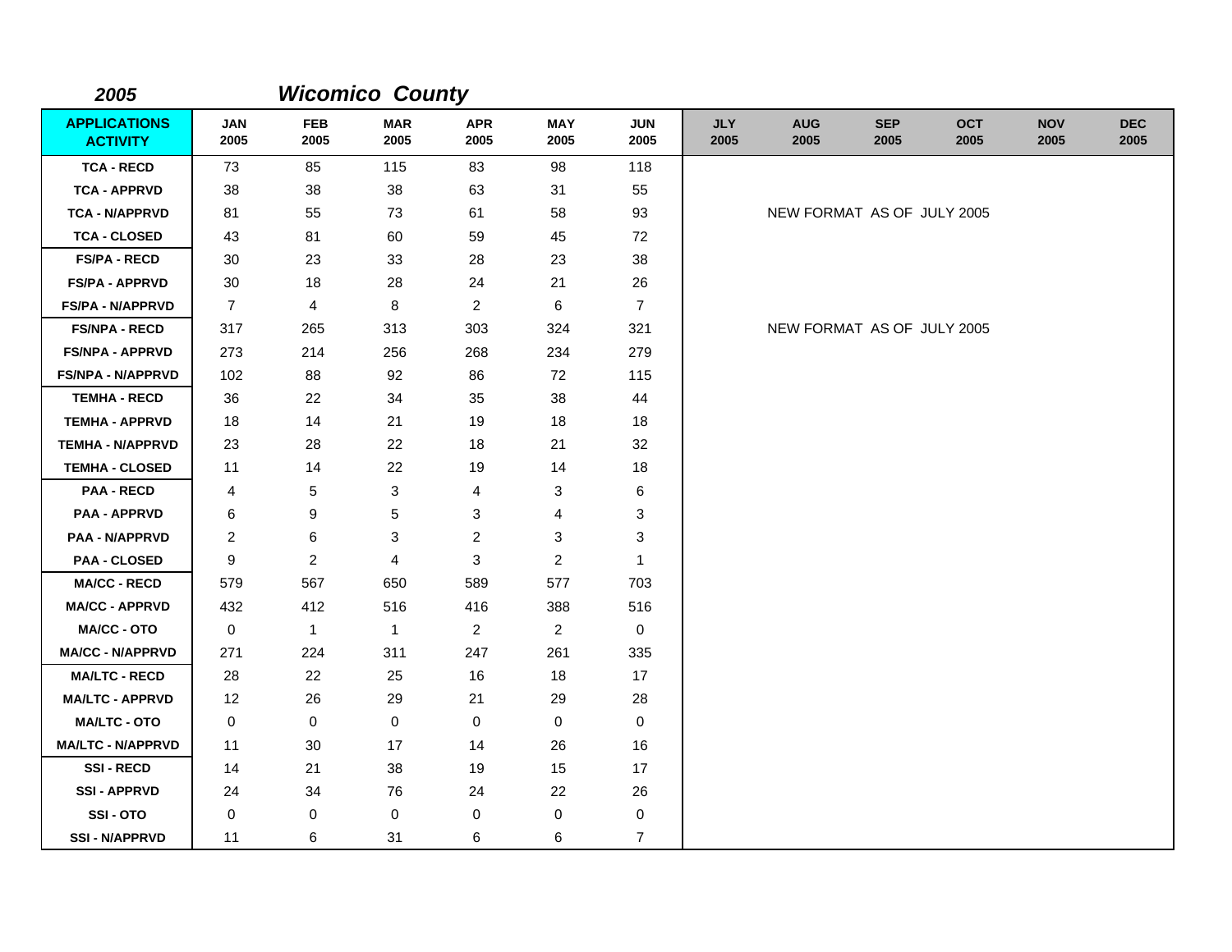**2005** ***Wicomico County***

| APPLICATIONS ACTIVITY | JAN 2005 | FEB 2005 | MAR 2005 | APR 2005 | MAY 2005 | JUN 2005 | JLY 2005 | AUG 2005 | SEP 2005 | OCT 2005 | NOV 2005 | DEC 2005 |
|---|---|---|---|---|---|---|---|---|---|---|---|---|
| TCA - RECD | 73 | 85 | 115 | 83 | 98 | 118 | | | | | | |
| TCA - APPRVD | 38 | 38 | 38 | 63 | 31 | 55 | | | | | | |
| TCA - N/APPRVD | 81 | 55 | 73 | 61 | 58 | 93 | | NEW FORMAT AS OF JULY 2005 | | | | |
| TCA - CLOSED | 43 | 81 | 60 | 59 | 45 | 72 | | | | | | |
| FS/PA - RECD | 30 | 23 | 33 | 28 | 23 | 38 | | | | | | |
| FS/PA - APPRVD | 30 | 18 | 28 | 24 | 21 | 26 | | | | | | |
| FS/PA - N/APPRVD | 7 | 4 | 8 | 2 | 6 | 7 | | | | | | |
| FS/NPA - RECD | 317 | 265 | 313 | 303 | 324 | 321 | | NEW FORMAT AS OF JULY 2005 | | | | |
| FS/NPA - APPRVD | 273 | 214 | 256 | 268 | 234 | 279 | | | | | | |
| FS/NPA - N/APPRVD | 102 | 88 | 92 | 86 | 72 | 115 | | | | | | |
| TEMHA - RECD | 36 | 22 | 34 | 35 | 38 | 44 | | | | | | |
| TEMHA - APPRVD | 18 | 14 | 21 | 19 | 18 | 18 | | | | | | |
| TEMHA - N/APPRVD | 23 | 28 | 22 | 18 | 21 | 32 | | | | | | |
| TEMHA - CLOSED | 11 | 14 | 22 | 19 | 14 | 18 | | | | | | |
| PAA - RECD | 4 | 5 | 3 | 4 | 3 | 6 | | | | | | |
| PAA - APPRVD | 6 | 9 | 5 | 3 | 4 | 3 | | | | | | |
| PAA - N/APPRVD | 2 | 6 | 3 | 2 | 3 | 3 | | | | | | |
| PAA - CLOSED | 9 | 2 | 4 | 3 | 2 | 1 | | | | | | |
| MA/CC - RECD | 579 | 567 | 650 | 589 | 577 | 703 | | | | | | |
| MA/CC - APPRVD | 432 | 412 | 516 | 416 | 388 | 516 | | | | | | |
| MA/CC - OTO | 0 | 1 | 1 | 2 | 2 | 0 | | | | | | |
| MA/CC - N/APPRVD | 271 | 224 | 311 | 247 | 261 | 335 | | | | | | |
| MA/LTC - RECD | 28 | 22 | 25 | 16 | 18 | 17 | | | | | | |
| MA/LTC - APPRVD | 12 | 26 | 29 | 21 | 29 | 28 | | | | | | |
| MA/LTC - OTO | 0 | 0 | 0 | 0 | 0 | 0 | | | | | | |
| MA/LTC - N/APPRVD | 11 | 30 | 17 | 14 | 26 | 16 | | | | | | |
| SSI - RECD | 14 | 21 | 38 | 19 | 15 | 17 | | | | | | |
| SSI - APPRVD | 24 | 34 | 76 | 24 | 22 | 26 | | | | | | |
| SSI - OTO | 0 | 0 | 0 | 0 | 0 | 0 | | | | | | |
| SSI - N/APPRVD | 11 | 6 | 31 | 6 | 6 | 7 | | | | | | |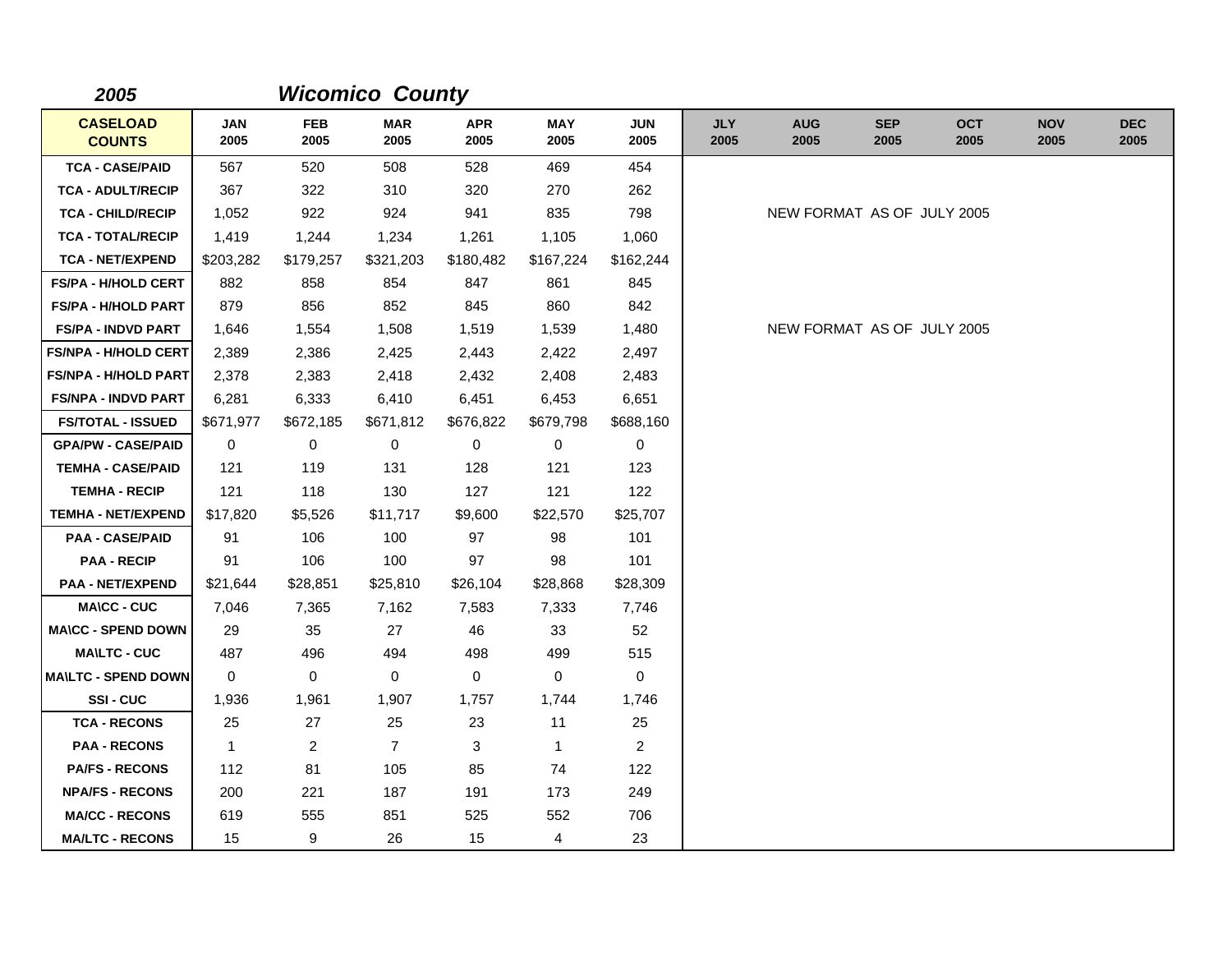*2005* ***Wicomico County***

| CASELOAD COUNTS | JAN 2005 | FEB 2005 | MAR 2005 | APR 2005 | MAY 2005 | JUN 2005 | JLY 2005 | AUG 2005 | SEP 2005 | OCT 2005 | NOV 2005 | DEC 2005 |
|---|---|---|---|---|---|---|---|---|---|---|---|---|
| TCA - CASE/PAID | 567 | 520 | 508 | 528 | 469 | 454 | | | | | | |
| TCA - ADULT/RECIP | 367 | 322 | 310 | 320 | 270 | 262 | | | | | | |
| TCA - CHILD/RECIP | 1,052 | 922 | 924 | 941 | 835 | 798 | | NEW FORMAT AS OF JULY 2005 | | | | |
| TCA - TOTAL/RECIP | 1,419 | 1,244 | 1,234 | 1,261 | 1,105 | 1,060 | | | | | | |
| TCA - NET/EXPEND | $203,282 | $179,257 | $321,203 | $180,482 | $167,224 | $162,244 | | | | | | |
| FS/PA - H/HOLD CERT | 882 | 858 | 854 | 847 | 861 | 845 | | | | | | |
| FS/PA - H/HOLD PART | 879 | 856 | 852 | 845 | 860 | 842 | | | | | | |
| FS/PA - INDVD PART | 1,646 | 1,554 | 1,508 | 1,519 | 1,539 | 1,480 | | NEW FORMAT AS OF JULY 2005 | | | | |
| FS/NPA - H/HOLD CERT | 2,389 | 2,386 | 2,425 | 2,443 | 2,422 | 2,497 | | | | | | |
| FS/NPA - H/HOLD PART | 2,378 | 2,383 | 2,418 | 2,432 | 2,408 | 2,483 | | | | | | |
| FS/NPA - INDVD PART | 6,281 | 6,333 | 6,410 | 6,451 | 6,453 | 6,651 | | | | | | |
| FS/TOTAL - ISSUED | $671,977 | $672,185 | $671,812 | $676,822 | $679,798 | $688,160 | | | | | | |
| GPA/PW - CASE/PAID | 0 | 0 | 0 | 0 | 0 | 0 | | | | | | |
| TEMHA - CASE/PAID | 121 | 119 | 131 | 128 | 121 | 123 | | | | | | |
| TEMHA - RECIP | 121 | 118 | 130 | 127 | 121 | 122 | | | | | | |
| TEMHA - NET/EXPEND | $17,820 | $5,526 | $11,717 | $9,600 | $22,570 | $25,707 | | | | | | |
| PAA - CASE/PAID | 91 | 106 | 100 | 97 | 98 | 101 | | | | | | |
| PAA - RECIP | 91 | 106 | 100 | 97 | 98 | 101 | | | | | | |
| PAA - NET/EXPEND | $21,644 | $28,851 | $25,810 | $26,104 | $28,868 | $28,309 | | | | | | |
| MA\CC - CUC | 7,046 | 7,365 | 7,162 | 7,583 | 7,333 | 7,746 | | | | | | |
| MA\CC - SPEND DOWN | 29 | 35 | 27 | 46 | 33 | 52 | | | | | | |
| MA\LTC - CUC | 487 | 496 | 494 | 498 | 499 | 515 | | | | | | |
| MA\LTC - SPEND DOWN | 0 | 0 | 0 | 0 | 0 | 0 | | | | | | |
| SSI - CUC | 1,936 | 1,961 | 1,907 | 1,757 | 1,744 | 1,746 | | | | | | |
| TCA - RECONS | 25 | 27 | 25 | 23 | 11 | 25 | | | | | | |
| PAA - RECONS | 1 | 2 | 7 | 3 | 1 | 2 | | | | | | |
| PA/FS - RECONS | 112 | 81 | 105 | 85 | 74 | 122 | | | | | | |
| NPA/FS - RECONS | 200 | 221 | 187 | 191 | 173 | 249 | | | | | | |
| MA/CC - RECONS | 619 | 555 | 851 | 525 | 552 | 706 | | | | | | |
| MA/LTC - RECONS | 15 | 9 | 26 | 15 | 4 | 23 | | | | | | |